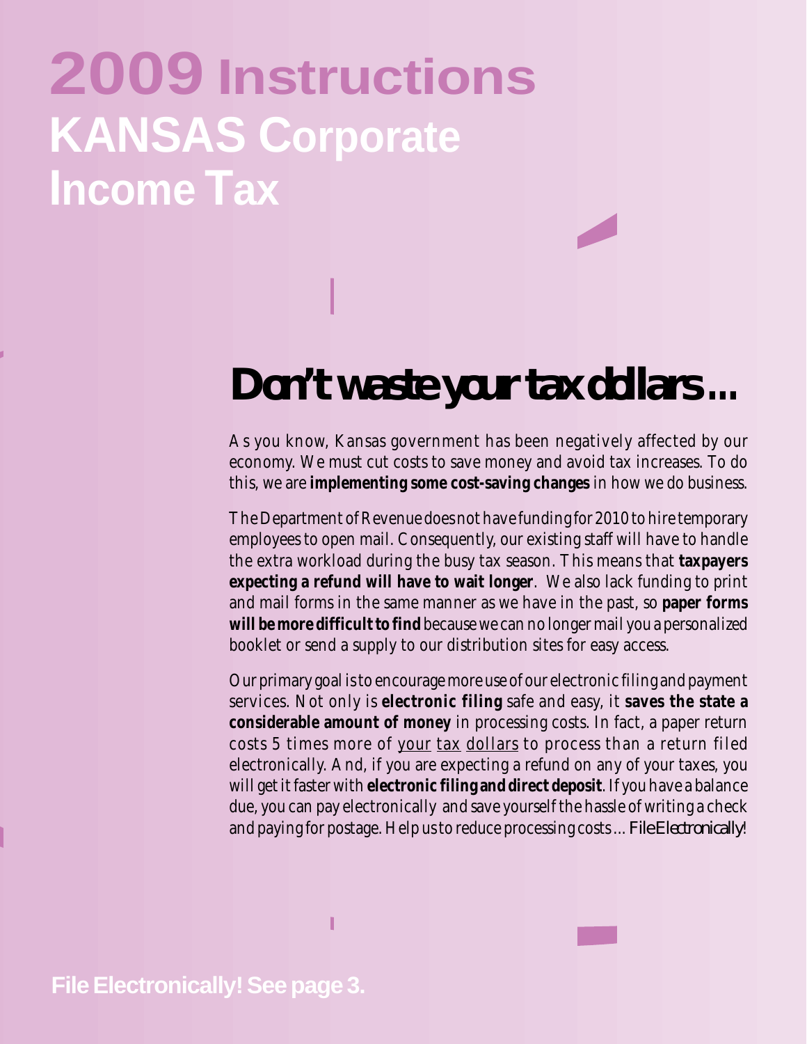# 2009 Instructions
# KANSAS Corporate Income Tax

## Don't waste your tax dollars ...

As you know, Kansas government has been negatively affected by our economy. We must cut costs to save money and avoid tax increases. To do this, we are **implementing some cost-saving changes** in how we do business.

The Department of Revenue does not have funding for 2010 to hire temporary employees to open mail. Consequently, our existing staff will have to handle the extra workload during the busy tax season. This means that **taxpayers expecting a refund will have to wait longer**. We also lack funding to print and mail forms in the same manner as we have in the past, so **paper forms will be more difficult to find** because we can no longer mail you a personalized booklet or send a supply to our distribution sites for easy access.

Our primary goal is to encourage more use of our electronic filing and payment services. Not only is **electronic filing** safe and easy, it **saves the state a considerable amount of money** in processing costs. In fact, a paper return costs 5 times more of your tax dollars to process than a return filed electronically. And, if you are expecting a refund on any of your taxes, you will get it faster with **electronic filing and direct deposit**. If you have a balance due, you can pay electronically and save yourself the hassle of writing a check and paying for postage. Help us to reduce processing costs ... *File Electronically!*

**File Electronically! See page 3.**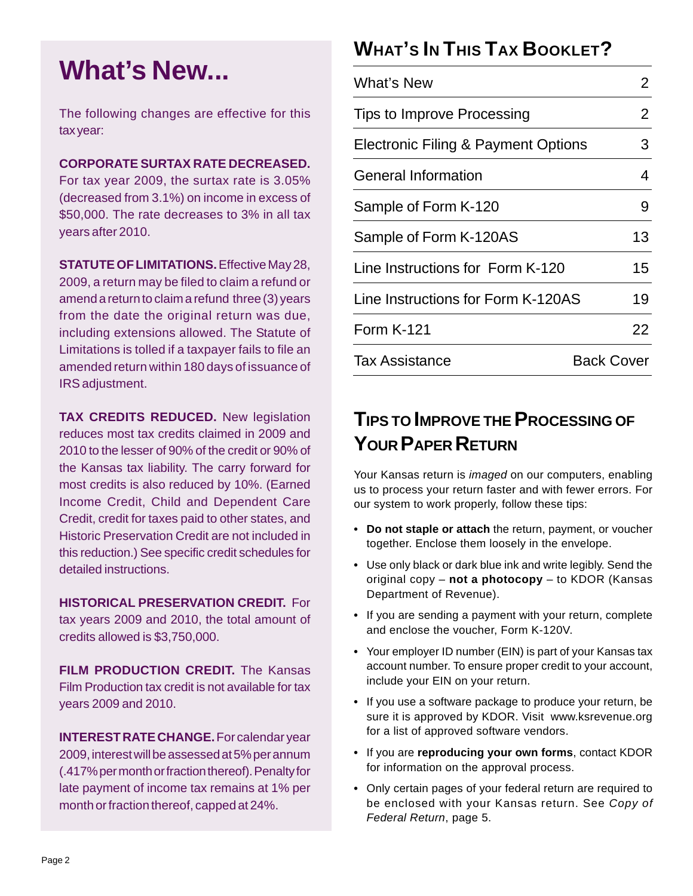# What's New...

The following changes are effective for this tax year:

**CORPORATE SURTAX RATE DECREASED.** For tax year 2009, the surtax rate is 3.05% (decreased from 3.1%) on income in excess of $50,000. The rate decreases to 3% in all tax years after 2010.

**STATUTE OF LIMITATIONS.** Effective May 28, 2009, a return may be filed to claim a refund or amend a return to claim a refund three (3) years from the date the original return was due, including extensions allowed. The Statute of Limitations is tolled if a taxpayer fails to file an amended return within 180 days of issuance of IRS adjustment.

**TAX CREDITS REDUCED.** New legislation reduces most tax credits claimed in 2009 and 2010 to the lesser of 90% of the credit or 90% of the Kansas tax liability. The carry forward for most credits is also reduced by 10%. (Earned Income Credit, Child and Dependent Care Credit, credit for taxes paid to other states, and Historic Preservation Credit are not included in this reduction.) See specific credit schedules for detailed instructions.

**HISTORICAL PRESERVATION CREDIT.** For tax years 2009 and 2010, the total amount of credits allowed is $3,750,000.

**FILM PRODUCTION CREDIT.** The Kansas Film Production tax credit is not available for tax years 2009 and 2010.

**INTEREST RATE CHANGE.** For calendar year 2009, interest will be assessed at 5% per annum (.417% per month or fraction thereof). Penalty for late payment of income tax remains at 1% per month or fraction thereof, capped at 24%.

## WHAT'S IN THIS TAX BOOKLET?

| | |
|---|---|
| What's New | 2 |
| Tips to Improve Processing | 2 |
| Electronic Filing & Payment Options | 3 |
| General Information | 4 |
| Sample of Form K-120 | 9 |
| Sample of Form K-120AS | 13 |
| Line Instructions for Form K-120 | 15 |
| Line Instructions for Form K-120AS | 19 |
| Form K-121 | 22 |
| Tax Assistance | Back Cover |

## TIPS TO IMPROVE THE PROCESSING OF YOUR PAPER RETURN

Your Kansas return is *imaged* on our computers, enabling us to process your return faster and with fewer errors. For our system to work properly, follow these tips:

- **Do not staple or attach** the return, payment, or voucher together. Enclose them loosely in the envelope.
- Use only black or dark blue ink and write legibly. Send the original copy – **not a photocopy** – to KDOR (Kansas Department of Revenue).
- If you are sending a payment with your return, complete and enclose the voucher, Form K-120V.
- Your employer ID number (EIN) is part of your Kansas tax account number. To ensure proper credit to your account, include your EIN on your return.
- If you use a software package to produce your return, be sure it is approved by KDOR. Visit www.ksrevenue.org for a list of approved software vendors.
- If you are **reproducing your own forms**, contact KDOR for information on the approval process.
- Only certain pages of your federal return are required to be enclosed with your Kansas return. See *Copy of Federal Return*, page 5.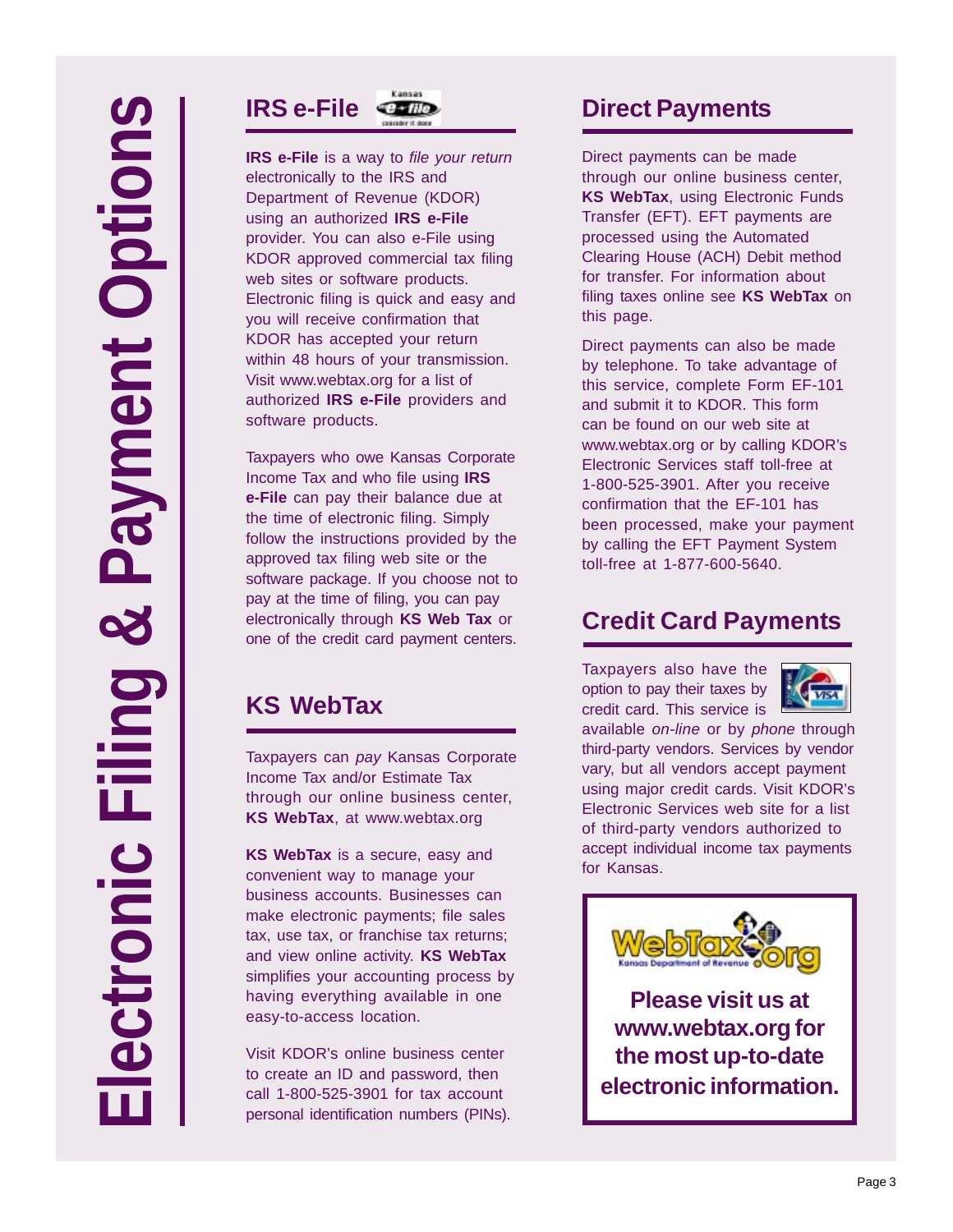# Electronic Filing & Payment Options

## IRS e-File

**IRS e-File** is a way to *file your return* electronically to the IRS and Department of Revenue (KDOR) using an authorized **IRS e-File** provider. You can also e-File using KDOR approved commercial tax filing web sites or software products. Electronic filing is quick and easy and you will receive confirmation that KDOR has accepted your return within 48 hours of your transmission. Visit www.webtax.org for a list of authorized **IRS e-File** providers and software products.

Taxpayers who owe Kansas Corporate Income Tax and who file using **IRS e-File** can pay their balance due at the time of electronic filing. Simply follow the instructions provided by the approved tax filing web site or the software package. If you choose not to pay at the time of filing, you can pay electronically through **KS Web Tax** or one of the credit card payment centers.

## KS WebTax

Taxpayers can *pay* Kansas Corporate Income Tax and/or Estimate Tax through our online business center, **KS WebTax**, at www.webtax.org

**KS WebTax** is a secure, easy and convenient way to manage your business accounts. Businesses can make electronic payments; file sales tax, use tax, or franchise tax returns; and view online activity. **KS WebTax** simplifies your accounting process by having everything available in one easy-to-access location.

Visit KDOR's online business center to create an ID and password, then call 1-800-525-3901 for tax account personal identification numbers (PINs).

## Direct Payments

Direct payments can be made through our online business center, **KS WebTax**, using Electronic Funds Transfer (EFT). EFT payments are processed using the Automated Clearing House (ACH) Debit method for transfer. For information about filing taxes online see **KS WebTax** on this page.

Direct payments can also be made by telephone. To take advantage of this service, complete Form EF-101 and submit it to KDOR. This form can be found on our web site at www.webtax.org or by calling KDOR's Electronic Services staff toll-free at 1-800-525-3901. After you receive confirmation that the EF-101 has been processed, make your payment by calling the EFT Payment System toll-free at 1-877-600-5640.

## Credit Card Payments

Taxpayers also have the option to pay their taxes by credit card. This service is available *on-line* or by *phone* through third-party vendors. Services by vendor vary, but all vendors accept payment using major credit cards. Visit KDOR's Electronic Services web site for a list of third-party vendors authorized to accept individual income tax payments for Kansas.

**Please visit us at www.webtax.org for the most up-to-date electronic information.**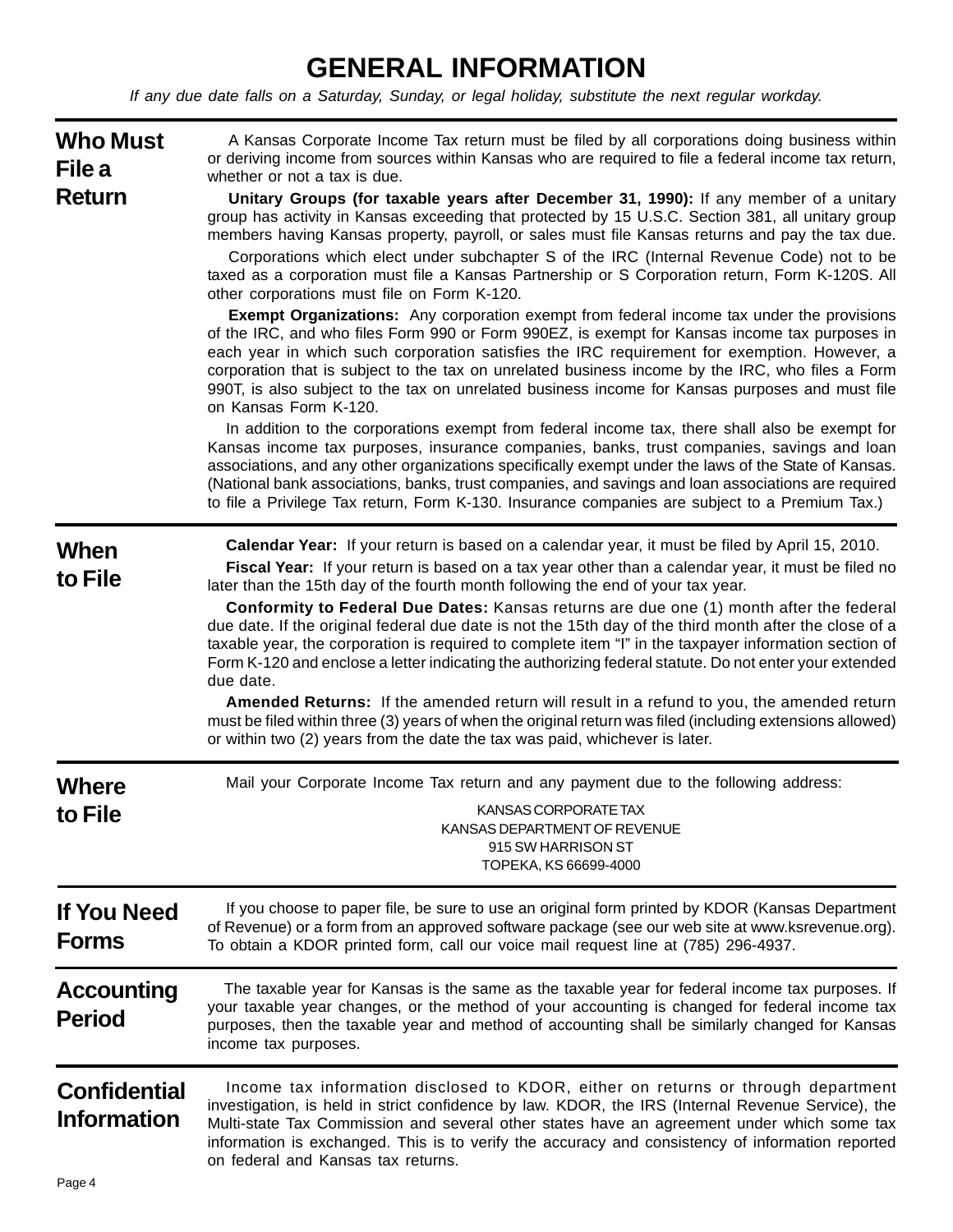# GENERAL INFORMATION

*If any due date falls on a Saturday, Sunday, or legal holiday, substitute the next regular workday.*

## Who Must File a Return

A Kansas Corporate Income Tax return must be filed by all corporations doing business within or deriving income from sources within Kansas who are required to file a federal income tax return, whether or not a tax is due.

**Unitary Groups (for taxable years after December 31, 1990):** If any member of a unitary group has activity in Kansas exceeding that protected by 15 U.S.C. Section 381, all unitary group members having Kansas property, payroll, or sales must file Kansas returns and pay the tax due.

Corporations which elect under subchapter S of the IRC (Internal Revenue Code) not to be taxed as a corporation must file a Kansas Partnership or S Corporation return, Form K-120S. All other corporations must file on Form K-120.

**Exempt Organizations:** Any corporation exempt from federal income tax under the provisions of the IRC, and who files Form 990 or Form 990EZ, is exempt for Kansas income tax purposes in each year in which such corporation satisfies the IRC requirement for exemption. However, a corporation that is subject to the tax on unrelated business income by the IRC, who files a Form 990T, is also subject to the tax on unrelated business income for Kansas purposes and must file on Kansas Form K-120.

In addition to the corporations exempt from federal income tax, there shall also be exempt for Kansas income tax purposes, insurance companies, banks, trust companies, savings and loan associations, and any other organizations specifically exempt under the laws of the State of Kansas. (National bank associations, banks, trust companies, and savings and loan associations are required to file a Privilege Tax return, Form K-130. Insurance companies are subject to a Premium Tax.)

## When to File

**Calendar Year:** If your return is based on a calendar year, it must be filed by April 15, 2010.

**Fiscal Year:** If your return is based on a tax year other than a calendar year, it must be filed no later than the 15th day of the fourth month following the end of your tax year.

**Conformity to Federal Due Dates:** Kansas returns are due one (1) month after the federal due date. If the original federal due date is not the 15th day of the third month after the close of a taxable year, the corporation is required to complete item "I" in the taxpayer information section of Form K-120 and enclose a letter indicating the authorizing federal statute. Do not enter your extended due date.

**Amended Returns:** If the amended return will result in a refund to you, the amended return must be filed within three (3) years of when the original return was filed (including extensions allowed) or within two (2) years from the date the tax was paid, whichever is later.

## Where to File

Mail your Corporate Income Tax return and any payment due to the following address:

KANSAS CORPORATE TAX
KANSAS DEPARTMENT OF REVENUE
915 SW HARRISON ST
TOPEKA, KS 66699-4000

## If You Need Forms

If you choose to paper file, be sure to use an original form printed by KDOR (Kansas Department of Revenue) or a form from an approved software package (see our web site at www.ksrevenue.org). To obtain a KDOR printed form, call our voice mail request line at (785) 296-4937.

## Accounting Period

The taxable year for Kansas is the same as the taxable year for federal income tax purposes. If your taxable year changes, or the method of your accounting is changed for federal income tax purposes, then the taxable year and method of accounting shall be similarly changed for Kansas income tax purposes.

## Confidential Information

Income tax information disclosed to KDOR, either on returns or through department investigation, is held in strict confidence by law. KDOR, the IRS (Internal Revenue Service), the Multi-state Tax Commission and several other states have an agreement under which some tax information is exchanged. This is to verify the accuracy and consistency of information reported on federal and Kansas tax returns.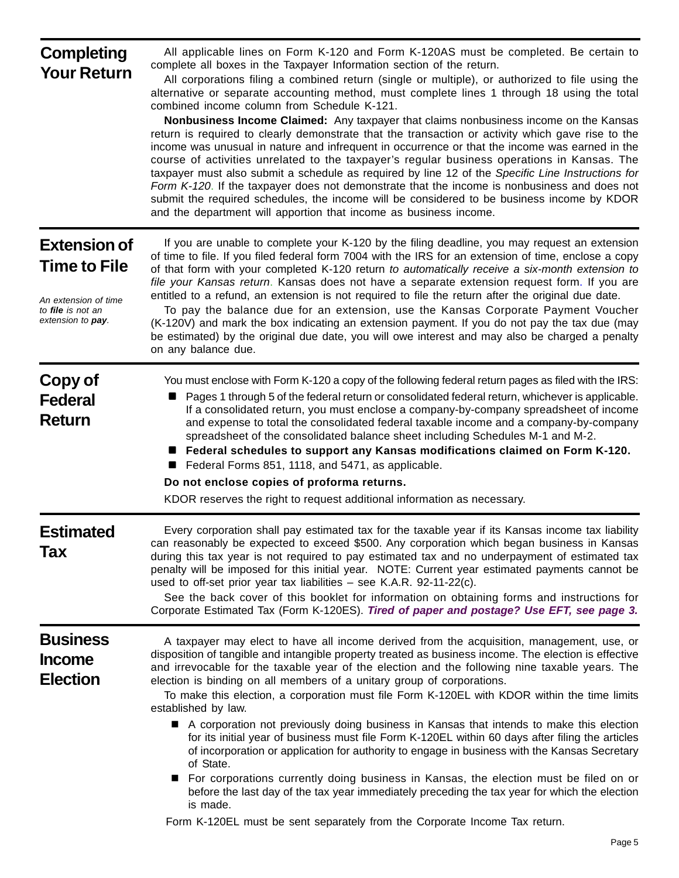## Completing Your Return

All applicable lines on Form K-120 and Form K-120AS must be completed. Be certain to complete all boxes in the Taxpayer Information section of the return.

All corporations filing a combined return (single or multiple), or authorized to file using the alternative or separate accounting method, must complete lines 1 through 18 using the total combined income column from Schedule K-121.

**Nonbusiness Income Claimed:** Any taxpayer that claims nonbusiness income on the Kansas return is required to clearly demonstrate that the transaction or activity which gave rise to the income was unusual in nature and infrequent in occurrence or that the income was earned in the course of activities unrelated to the taxpayer's regular business operations in Kansas. The taxpayer must also submit a schedule as required by line 12 of the *Specific Line Instructions for Form K-120*. If the taxpayer does not demonstrate that the income is nonbusiness and does not submit the required schedules, the income will be considered to be business income by KDOR and the department will apportion that income as business income.

## Extension of Time to File

*An extension of time to **file** is not an extension to **pay**.*

If you are unable to complete your K-120 by the filing deadline, you may request an extension of time to file. If you filed federal form 7004 with the IRS for an extension of time, enclose a copy of that form with your completed K-120 return *to automatically receive a six-month extension to file your Kansas return*. Kansas does not have a separate extension request form. If you are entitled to a refund, an extension is not required to file the return after the original due date.

To pay the balance due for an extension, use the Kansas Corporate Payment Voucher (K-120V) and mark the box indicating an extension payment. If you do not pay the tax due (may be estimated) by the original due date, you will owe interest and may also be charged a penalty on any balance due.

## Copy of Federal Return

You must enclose with Form K-120 a copy of the following federal return pages as filed with the IRS:

- Pages 1 through 5 of the federal return or consolidated federal return, whichever is applicable. If a consolidated return, you must enclose a company-by-company spreadsheet of income and expense to total the consolidated federal taxable income and a company-by-company spreadsheet of the consolidated balance sheet including Schedules M-1 and M-2.
- **Federal schedules to support any Kansas modifications claimed on Form K-120.**
- Federal Forms 851, 1118, and 5471, as applicable.

**Do not enclose copies of proforma returns.**

KDOR reserves the right to request additional information as necessary.

## Estimated Tax

Every corporation shall pay estimated tax for the taxable year if its Kansas income tax liability can reasonably be expected to exceed $500. Any corporation which began business in Kansas during this tax year is not required to pay estimated tax and no underpayment of estimated tax penalty will be imposed for this initial year. NOTE: Current year estimated payments cannot be used to off-set prior year tax liabilities – see K.A.R. 92-11-22(c).

See the back cover of this booklet for information on obtaining forms and instructions for Corporate Estimated Tax (Form K-120ES). ***Tired of paper and postage? Use EFT, see page 3.***

## Business Income Election

A taxpayer may elect to have all income derived from the acquisition, management, use, or disposition of tangible and intangible property treated as business income. The election is effective and irrevocable for the taxable year of the election and the following nine taxable years. The election is binding on all members of a unitary group of corporations.

To make this election, a corporation must file Form K-120EL with KDOR within the time limits established by law.

- A corporation not previously doing business in Kansas that intends to make this election for its initial year of business must file Form K-120EL within 60 days after filing the articles of incorporation or application for authority to engage in business with the Kansas Secretary of State.
- For corporations currently doing business in Kansas, the election must be filed on or before the last day of the tax year immediately preceding the tax year for which the election is made.

Form K-120EL must be sent separately from the Corporate Income Tax return.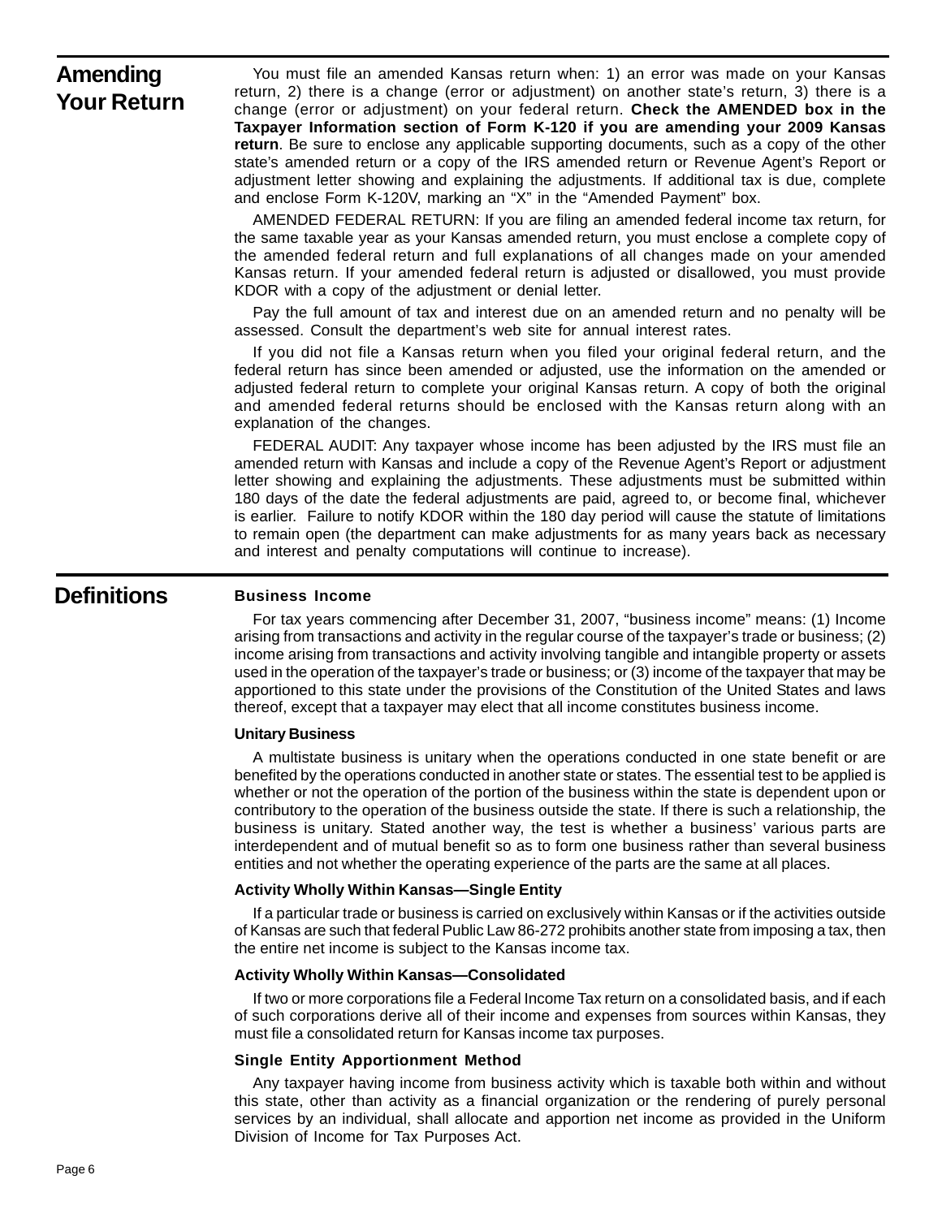## Amending Your Return

You must file an amended Kansas return when: 1) an error was made on your Kansas return, 2) there is a change (error or adjustment) on another state's return, 3) there is a change (error or adjustment) on your federal return. **Check the AMENDED box in the Taxpayer Information section of Form K-120 if you are amending your 2009 Kansas return**. Be sure to enclose any applicable supporting documents, such as a copy of the other state's amended return or a copy of the IRS amended return or Revenue Agent's Report or adjustment letter showing and explaining the adjustments. If additional tax is due, complete and enclose Form K-120V, marking an "X" in the "Amended Payment" box.

AMENDED FEDERAL RETURN: If you are filing an amended federal income tax return, for the same taxable year as your Kansas amended return, you must enclose a complete copy of the amended federal return and full explanations of all changes made on your amended Kansas return. If your amended federal return is adjusted or disallowed, you must provide KDOR with a copy of the adjustment or denial letter.

Pay the full amount of tax and interest due on an amended return and no penalty will be assessed. Consult the department's web site for annual interest rates.

If you did not file a Kansas return when you filed your original federal return, and the federal return has since been amended or adjusted, use the information on the amended or adjusted federal return to complete your original Kansas return. A copy of both the original and amended federal returns should be enclosed with the Kansas return along with an explanation of the changes.

FEDERAL AUDIT: Any taxpayer whose income has been adjusted by the IRS must file an amended return with Kansas and include a copy of the Revenue Agent's Report or adjustment letter showing and explaining the adjustments. These adjustments must be submitted within 180 days of the date the federal adjustments are paid, agreed to, or become final, whichever is earlier. Failure to notify KDOR within the 180 day period will cause the statute of limitations to remain open (the department can make adjustments for as many years back as necessary and interest and penalty computations will continue to increase).

## Definitions

### Business Income

For tax years commencing after December 31, 2007, "business income" means: (1) Income arising from transactions and activity in the regular course of the taxpayer's trade or business; (2) income arising from transactions and activity involving tangible and intangible property or assets used in the operation of the taxpayer's trade or business; or (3) income of the taxpayer that may be apportioned to this state under the provisions of the Constitution of the United States and laws thereof, except that a taxpayer may elect that all income constitutes business income.

### Unitary Business

A multistate business is unitary when the operations conducted in one state benefit or are benefited by the operations conducted in another state or states. The essential test to be applied is whether or not the operation of the portion of the business within the state is dependent upon or contributory to the operation of the business outside the state. If there is such a relationship, the business is unitary. Stated another way, the test is whether a business' various parts are interdependent and of mutual benefit so as to form one business rather than several business entities and not whether the operating experience of the parts are the same at all places.

### Activity Wholly Within Kansas—Single Entity

If a particular trade or business is carried on exclusively within Kansas or if the activities outside of Kansas are such that federal Public Law 86-272 prohibits another state from imposing a tax, then the entire net income is subject to the Kansas income tax.

### Activity Wholly Within Kansas—Consolidated

If two or more corporations file a Federal Income Tax return on a consolidated basis, and if each of such corporations derive all of their income and expenses from sources within Kansas, they must file a consolidated return for Kansas income tax purposes.

### Single Entity Apportionment Method

Any taxpayer having income from business activity which is taxable both within and without this state, other than activity as a financial organization or the rendering of purely personal services by an individual, shall allocate and apportion net income as provided in the Uniform Division of Income for Tax Purposes Act.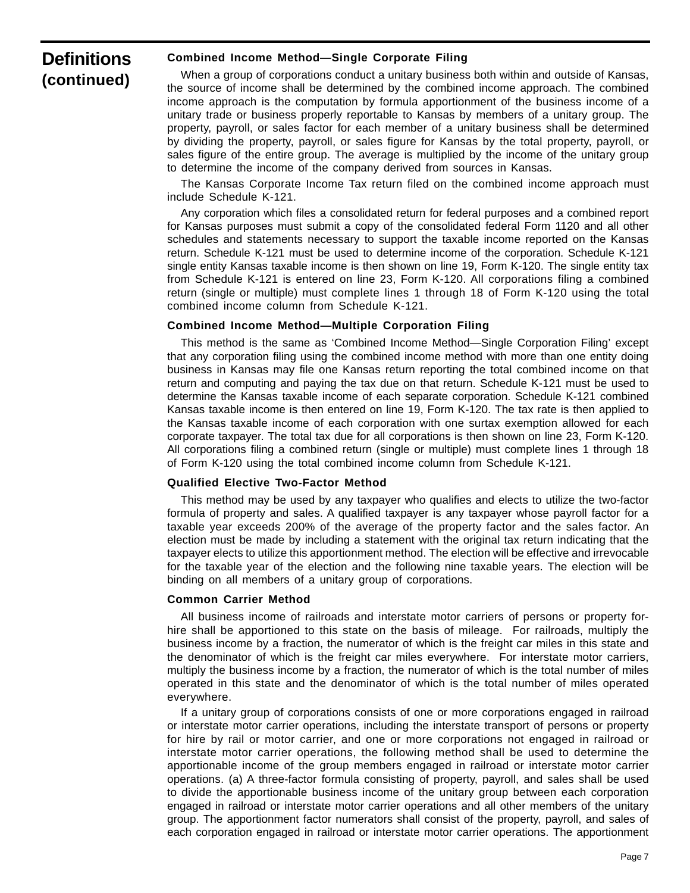## Definitions (continued)

### Combined Income Method—Single Corporate Filing

When a group of corporations conduct a unitary business both within and outside of Kansas, the source of income shall be determined by the combined income approach. The combined income approach is the computation by formula apportionment of the business income of a unitary trade or business properly reportable to Kansas by members of a unitary group. The property, payroll, or sales factor for each member of a unitary business shall be determined by dividing the property, payroll, or sales figure for Kansas by the total property, payroll, or sales figure of the entire group. The average is multiplied by the income of the unitary group to determine the income of the company derived from sources in Kansas.

The Kansas Corporate Income Tax return filed on the combined income approach must include Schedule K-121.

Any corporation which files a consolidated return for federal purposes and a combined report for Kansas purposes must submit a copy of the consolidated federal Form 1120 and all other schedules and statements necessary to support the taxable income reported on the Kansas return. Schedule K-121 must be used to determine income of the corporation. Schedule K-121 single entity Kansas taxable income is then shown on line 19, Form K-120. The single entity tax from Schedule K-121 is entered on line 23, Form K-120. All corporations filing a combined return (single or multiple) must complete lines 1 through 18 of Form K-120 using the total combined income column from Schedule K-121.

### Combined Income Method—Multiple Corporation Filing

This method is the same as 'Combined Income Method—Single Corporation Filing' except that any corporation filing using the combined income method with more than one entity doing business in Kansas may file one Kansas return reporting the total combined income on that return and computing and paying the tax due on that return. Schedule K-121 must be used to determine the Kansas taxable income of each separate corporation. Schedule K-121 combined Kansas taxable income is then entered on line 19, Form K-120. The tax rate is then applied to the Kansas taxable income of each corporation with one surtax exemption allowed for each corporate taxpayer. The total tax due for all corporations is then shown on line 23, Form K-120. All corporations filing a combined return (single or multiple) must complete lines 1 through 18 of Form K-120 using the total combined income column from Schedule K-121.

### Qualified Elective Two-Factor Method

This method may be used by any taxpayer who qualifies and elects to utilize the two-factor formula of property and sales. A qualified taxpayer is any taxpayer whose payroll factor for a taxable year exceeds 200% of the average of the property factor and the sales factor. An election must be made by including a statement with the original tax return indicating that the taxpayer elects to utilize this apportionment method. The election will be effective and irrevocable for the taxable year of the election and the following nine taxable years. The election will be binding on all members of a unitary group of corporations.

### Common Carrier Method

All business income of railroads and interstate motor carriers of persons or property for-hire shall be apportioned to this state on the basis of mileage. For railroads, multiply the business income by a fraction, the numerator of which is the freight car miles in this state and the denominator of which is the freight car miles everywhere. For interstate motor carriers, multiply the business income by a fraction, the numerator of which is the total number of miles operated in this state and the denominator of which is the total number of miles operated everywhere.

If a unitary group of corporations consists of one or more corporations engaged in railroad or interstate motor carrier operations, including the interstate transport of persons or property for hire by rail or motor carrier, and one or more corporations not engaged in railroad or interstate motor carrier operations, the following method shall be used to determine the apportionable income of the group members engaged in railroad or interstate motor carrier operations. (a) A three-factor formula consisting of property, payroll, and sales shall be used to divide the apportionable business income of the unitary group between each corporation engaged in railroad or interstate motor carrier operations and all other members of the unitary group. The apportionment factor numerators shall consist of the property, payroll, and sales of each corporation engaged in railroad or interstate motor carrier operations. The apportionment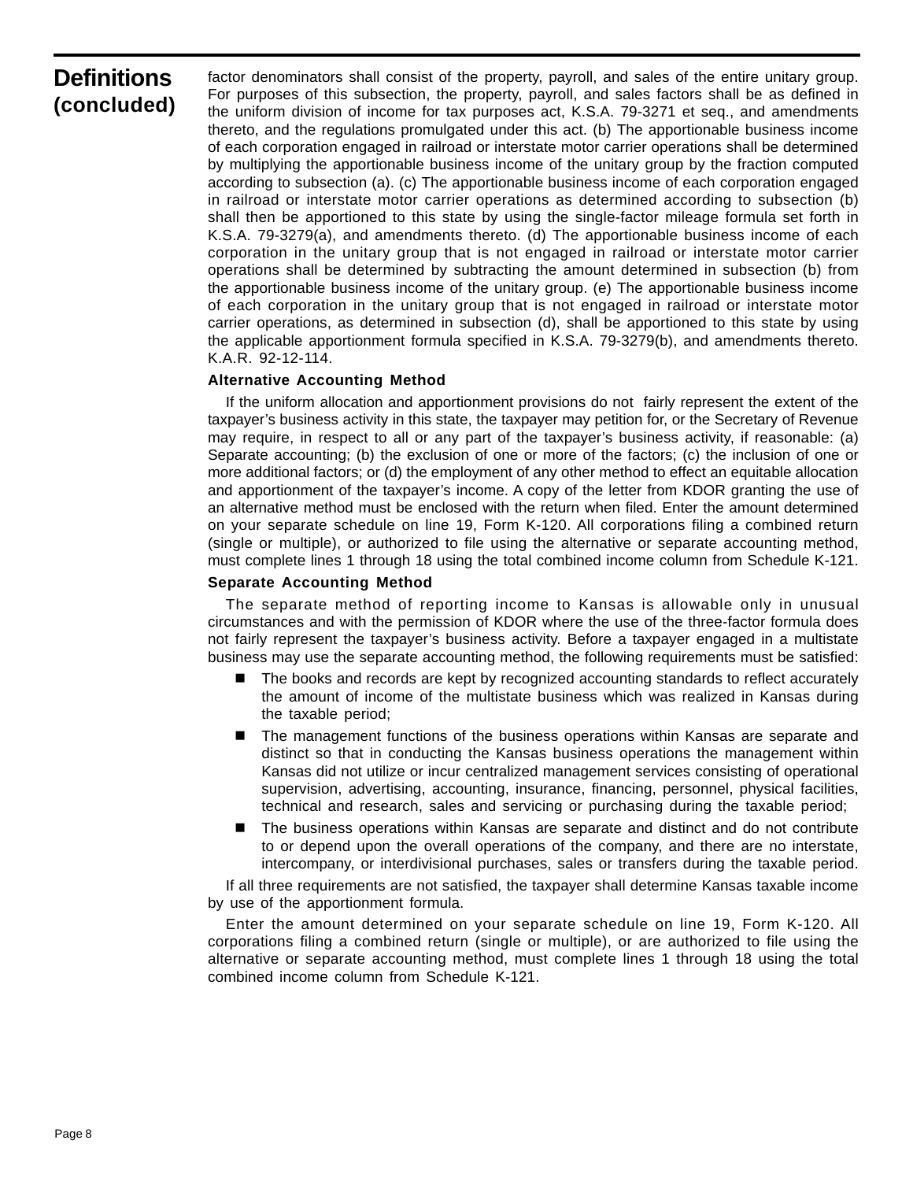## Definitions (concluded)

factor denominators shall consist of the property, payroll, and sales of the entire unitary group. For purposes of this subsection, the property, payroll, and sales factors shall be as defined in the uniform division of income for tax purposes act, K.S.A. 79-3271 et seq., and amendments thereto, and the regulations promulgated under this act. (b) The apportionable business income of each corporation engaged in railroad or interstate motor carrier operations shall be determined by multiplying the apportionable business income of the unitary group by the fraction computed according to subsection (a). (c) The apportionable business income of each corporation engaged in railroad or interstate motor carrier operations as determined according to subsection (b) shall then be apportioned to this state by using the single-factor mileage formula set forth in K.S.A. 79-3279(a), and amendments thereto. (d) The apportionable business income of each corporation in the unitary group that is not engaged in railroad or interstate motor carrier operations shall be determined by subtracting the amount determined in subsection (b) from the apportionable business income of the unitary group. (e) The apportionable business income of each corporation in the unitary group that is not engaged in railroad or interstate motor carrier operations, as determined in subsection (d), shall be apportioned to this state by using the applicable apportionment formula specified in K.S.A. 79-3279(b), and amendments thereto. K.A.R. 92-12-114.

### Alternative Accounting Method

If the uniform allocation and apportionment provisions do not fairly represent the extent of the taxpayer's business activity in this state, the taxpayer may petition for, or the Secretary of Revenue may require, in respect to all or any part of the taxpayer's business activity, if reasonable: (a) Separate accounting; (b) the exclusion of one or more of the factors; (c) the inclusion of one or more additional factors; or (d) the employment of any other method to effect an equitable allocation and apportionment of the taxpayer's income. A copy of the letter from KDOR granting the use of an alternative method must be enclosed with the return when filed. Enter the amount determined on your separate schedule on line 19, Form K-120. All corporations filing a combined return (single or multiple), or authorized to file using the alternative or separate accounting method, must complete lines 1 through 18 using the total combined income column from Schedule K-121.

### Separate Accounting Method

The separate method of reporting income to Kansas is allowable only in unusual circumstances and with the permission of KDOR where the use of the three-factor formula does not fairly represent the taxpayer's business activity. Before a taxpayer engaged in a multistate business may use the separate accounting method, the following requirements must be satisfied:

- The books and records are kept by recognized accounting standards to reflect accurately the amount of income of the multistate business which was realized in Kansas during the taxable period;
- The management functions of the business operations within Kansas are separate and distinct so that in conducting the Kansas business operations the management within Kansas did not utilize or incur centralized management services consisting of operational supervision, advertising, accounting, insurance, financing, personnel, physical facilities, technical and research, sales and servicing or purchasing during the taxable period;
- The business operations within Kansas are separate and distinct and do not contribute to or depend upon the overall operations of the company, and there are no interstate, intercompany, or interdivisional purchases, sales or transfers during the taxable period.

If all three requirements are not satisfied, the taxpayer shall determine Kansas taxable income by use of the apportionment formula.

Enter the amount determined on your separate schedule on line 19, Form K-120. All corporations filing a combined return (single or multiple), or are authorized to file using the alternative or separate accounting method, must complete lines 1 through 18 using the total combined income column from Schedule K-121.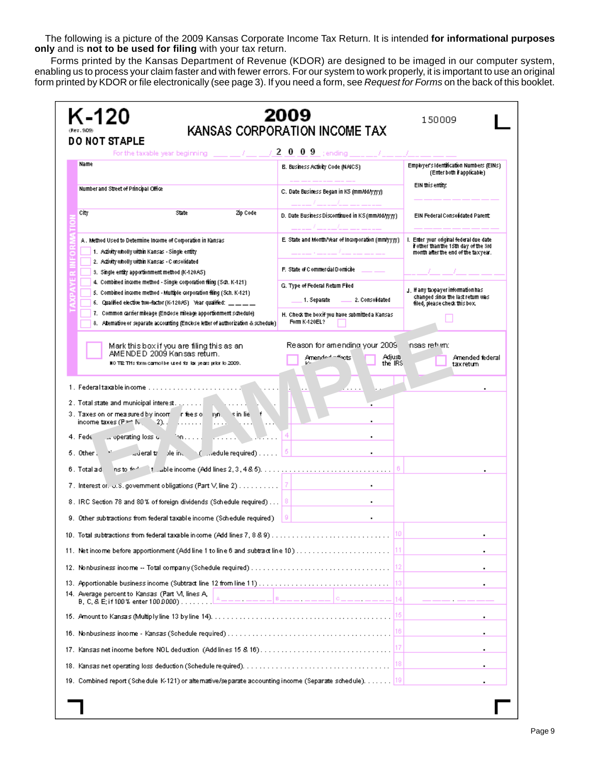The following is a picture of the 2009 Kansas Corporate Income Tax Return. It is intended **for informational purposes only** and is **not to be used for filing** with your tax return.

Forms printed by the Kansas Department of Revenue (KDOR) are designed to be imaged in our computer system, enabling us to process your claim faster and with fewer errors. For our system to work properly, it is important to use an original form printed by KDOR or file electronically (see page 3). If you need a form, see *Request for Forms* on the back of this booklet.

# K-120

(Rev. 9/09)

**DO NOT STAPLE**

## 2009 KANSAS CORPORATION INCOME TAX

150009

For the taxable year beginning ___ / ___ / 2 0 0 9 ; ending ___ / ___ / ______

**TAXPAYER INFORMATION**

| | | |
|---|---|---|
| Name | B. Business Activity Code (NAICS) | Employer's Identification Numbers (EINs) (Enter both if applicable) EIN this entity: |
| Number and Street of Principal Office | C. Date Business Began in KS (mm/dd/yyyy) | |
| City / State / Zip Code | D. Date Business Discontinued in KS (mm/dd/yyyy) | EIN Federal Consolidated Parent: |
| A. Method Used to Determine Income of Corporation in Kansas | E. State and Month/Year of Incorporation (mm/yyyy) | I. Enter your original federal due date if other than the 15th day of the 3rd month after the end of the tax year. |
| | F. State of Commercial Domicile | |
| | G. Type of Federal Return Filed: 1. Separate / 2. Consolidated | J. If any taxpayer information has changed since the last return was filed, please check this box. |
| | H. Check the box if you have submitted a Kansas Form K-120EL? | |

A. Method Used to Determine Income of Corporation in Kansas

- 1. Activity wholly within Kansas - Single entity
- 2. Activity wholly within Kansas - Consolidated
- 3. Single entity apportionment method (K-120AS)
- 4. Combined income method - Single corporation filing (Sch. K-121)
- 5. Combined income method - Multiple corporation filing (Sch. K-121)
- 6. Qualified elective two-factor (K-120AS) Year qualified: ____
- 7. Common carrier mileage (Enclose mileage apportionment schedule)
- 8. Alternative or separate accounting (Enclose letter of authorization & schedule)

Mark this box if you are filing this as an AMENDED 2009 Kansas return.
NOTE: This form cannot be used for tax years prior to 2009.

Reason for amending your 2009 Kansas return: Amended affects K... / Adjustment by the IRS / Amended federal tax return

EXAMPLE

| Line | Description | | Amount |
|---|---|---|---|
| 1. | Federal taxable income | | . |
| 2. | Total state and municipal interest | 2 . | |
| 3. | Taxes on or measured by income or fees or payments in lieu of income taxes (Part IV, line 2) | 3 . | |
| 4. | Federal net operating loss deduction | 4 . | |
| 5. | Other additions to federal taxable income (Schedule required) | 5 . | |
| 6. | Total additions to federal taxable income (Add lines 2, 3, 4 & 5) | | 6 . |
| 7. | Interest on U.S. government obligations (Part V, line 2) | 7 . | |
| 8. | IRC Section 78 and 80% of foreign dividends (Schedule required) | 8 . | |
| 9. | Other subtractions from federal taxable income (Schedule required) | 9 . | |
| 10. | Total subtractions from federal taxable income (Add lines 7, 8 & 9) | | 10 . |
| 11. | Net income before apportionment (Add line 1 to line 6 and subtract line 10) | | 11 . |
| 12. | Nonbusiness income -- Total company (Schedule required) | | 12 . |
| 13. | Apportionable business income (Subtract line 12 from line 11) | | 13 . |
| 14. | Average percent to Kansas (Part VI, lines A, B, C, & E; if 100% enter 100.0000) | A ___ . ___ B ___ . ___ C ___ . ___ | 14 ___ . ___ |
| 15. | Amount to Kansas (Multiply line 13 by line 14) | | 15 . |
| 16. | Nonbusiness income - Kansas (Schedule required) | | 16 . |
| 17. | Kansas net income before NOL deduction (Add lines 15 & 16) | | 17 . |
| 18. | Kansas net operating loss deduction (Schedule required) | | 18 . |
| 19. | Combined report (Schedule K-121) or alternative/separate accounting income (Separate schedule) | | 19 . |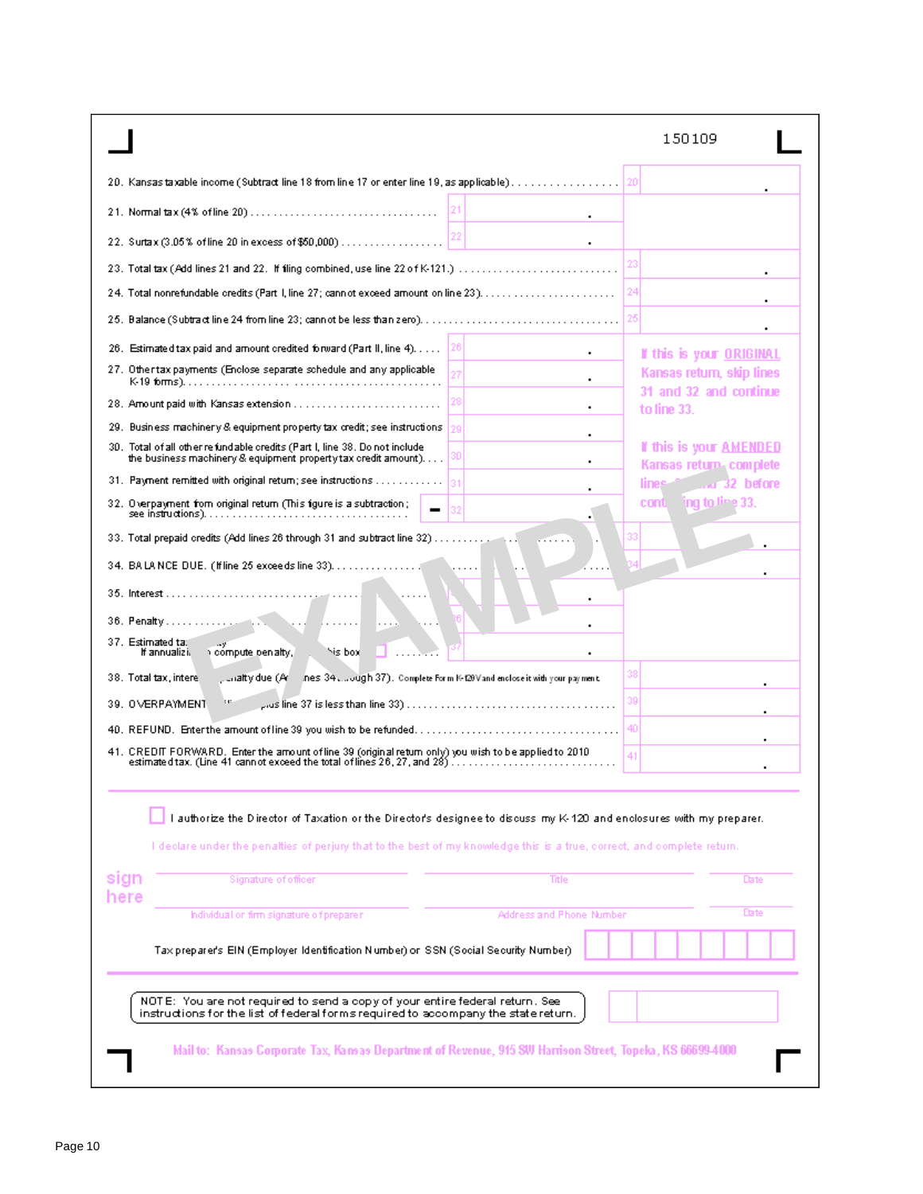150109

| Line | Description | | |
|---|---|---|---|
| 20. | Kansas taxable income (Subtract line 18 from line 17 or enter line 19, as applicable) | | 20 |
| 21. | Normal tax (4% of line 20) | 21 | |
| 22. | Surtax (3.05% of line 20 in excess of $50,000) | 22 | |
| 23. | Total tax (Add lines 21 and 22. If filing combined, use line 22 of K-121.) | | 23 |
| 24. | Total nonrefundable credits (Part I, line 27; cannot exceed amount on line 23) | | 24 |
| 25. | Balance (Subtract line 24 from line 23; cannot be less than zero) | | 25 |
| 26. | Estimated tax paid and amount credited forward (Part II, line 4) | 26 | If this is your ORIGINAL Kansas return, skip lines 31 and 32 and continue to line 33. |
| 27. | Other tax payments (Enclose separate schedule and any applicable K-19 forms) | 27 | |
| 28. | Amount paid with Kansas extension | 28 | |
| 29. | Business machinery & equipment property tax credit; see instructions | 29 | If this is your AMENDED Kansas return, complete lines 31 and 32 before continuing to line 33. |
| 30. | Total of all other refundable credits (Part I, line 38. Do not include the business machinery & equipment property tax credit amount) | 30 | |
| 31. | Payment remitted with original return; see instructions | 31 | |
| 32. | Overpayment from original return (This figure is a subtraction; see instructions) | − 32 | |
| 33. | Total prepaid credits (Add lines 26 through 31 and subtract line 32) | | 33 |
| 34. | BALANCE DUE. (If line 25 exceeds line 33) | | 34 |
| 35. | Interest | 35 | |
| 36. | Penalty | 36 | |
| 37. | Estimated tax penalty. If annualizing to compute penalty, check this box ☐ | 37 | |
| 38. | Total tax, interest and penalty due (Add lines 34 through 37). Complete Form K-120V and enclose it with your payment. | | 38 |
| 39. | OVERPAYMENT (If line 33 plus line 37 is less than line 33) | | 39 |
| 40. | REFUND. Enter the amount of line 39 you wish to be refunded | | 40 |
| 41. | CREDIT FORWARD. Enter the amount of line 39 (original return only) you wish to be applied to 2010 estimated tax. (Line 41 cannot exceed the total of lines 26, 27, and 28) | | 41 |

EXAMPLE

☐ I authorize the Director of Taxation or the Director's designee to discuss my K-120 and enclosures with my preparer.

I declare under the penalties of perjury that to the best of my knowledge this is a true, correct, and complete return.

**sign here**

| Signature of officer | Title | Date |
|---|---|---|
| Individual or firm signature of preparer | Address and Phone Number | Date |

Tax preparer's EIN (Employer Identification Number) or SSN (Social Security Number)

NOTE: You are not required to send a copy of your entire federal return. See instructions for the list of federal forms required to accompany the state return.

Mail to: Kansas Corporate Tax, Kansas Department of Revenue, 915 SW Harrison Street, Topeka, KS 66699-4000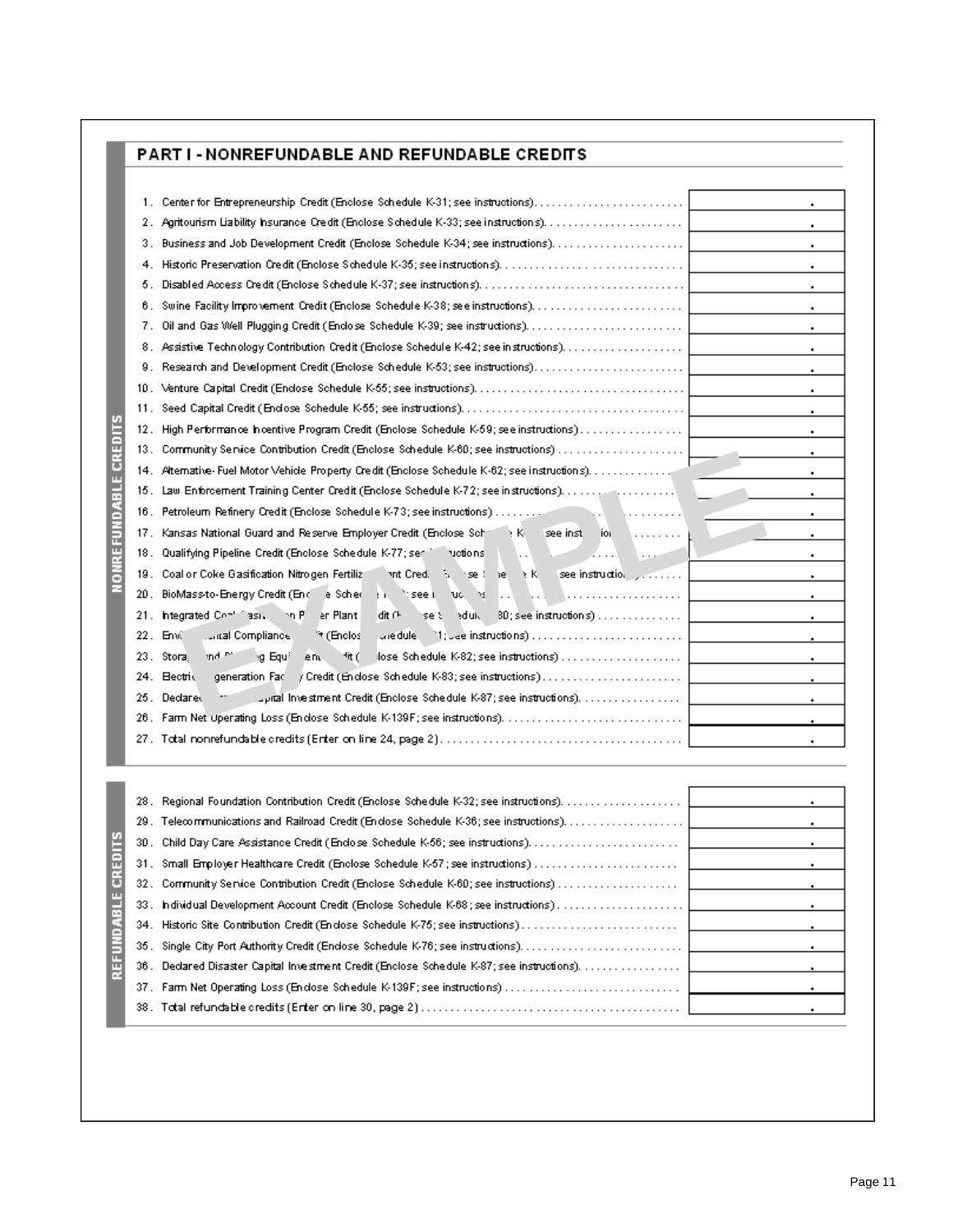## PART I - NONREFUNDABLE AND REFUNDABLE CREDITS

**NONREFUNDABLE CREDITS**

| Line | Description | Amount |
|---|---|---|
| 1. | Center for Entrepreneurship Credit (Enclose Schedule K-31; see instructions) | . |
| 2. | Agritourism Liability Insurance Credit (Enclose Schedule K-33; see instructions) | . |
| 3. | Business and Job Development Credit (Enclose Schedule K-34; see instructions) | . |
| 4. | Historic Preservation Credit (Enclose Schedule K-35; see instructions) | . |
| 5. | Disabled Access Credit (Enclose Schedule K-37; see instructions) | . |
| 6. | Swine Facility Improvement Credit (Enclose Schedule K-38; see instructions) | . |
| 7. | Oil and Gas Well Plugging Credit (Enclose Schedule K-39; see instructions) | . |
| 8. | Assistive Technology Contribution Credit (Enclose Schedule K-42; see instructions) | . |
| 9. | Research and Development Credit (Enclose Schedule K-53; see instructions) | . |
| 10. | Venture Capital Credit (Enclose Schedule K-55; see instructions) | . |
| 11. | Seed Capital Credit (Enclose Schedule K-55; see instructions) | . |
| 12. | High Performance Incentive Program Credit (Enclose Schedule K-59; see instructions) | . |
| 13. | Community Service Contribution Credit (Enclose Schedule K-60; see instructions) | . |
| 14. | Alternative-Fuel Motor Vehicle Property Credit (Enclose Schedule K-62; see instructions) | . |
| 15. | Law Enforcement Training Center Credit (Enclose Schedule K-72; see instructions) | . |
| 16. | Petroleum Refinery Credit (Enclose Schedule K-73; see instructions) | . |
| 17. | Kansas National Guard and Reserve Employer Credit (Enclose Schedule K-; see instructions) | . |
| 18. | Qualifying Pipeline Credit (Enclose Schedule K-77; see instructions) | . |
| 19. | Coal or Coke Gasification Nitrogen Fertilizer Plant Credit (Enclose Schedule K-; see instructions) | . |
| 20. | BioMass-to-Energy Credit (Enclose Schedule K-; see instructions) | . |
| 21. | Integrated Coal Gasification Power Plant Credit (Enclose Schedule K-80; see instructions) | . |
| 22. | Environmental Compliance Credit (Enclose Schedule K-81; see instructions) | . |
| 23. | Storage and Blending Equipment Credit (Enclose Schedule K-82; see instructions) | . |
| 24. | Electric Cogeneration Facility Credit (Enclose Schedule K-83; see instructions) | . |
| 25. | Declared Disaster Capital Investment Credit (Enclose Schedule K-87; see instructions) | . |
| 26. | Farm Net Operating Loss (Enclose Schedule K-139F; see instructions) | . |
| 27. | Total nonrefundable credits (Enter on line 24, page 2) | . |

**REFUNDABLE CREDITS**

| Line | Description | Amount |
|---|---|---|
| 28. | Regional Foundation Contribution Credit (Enclose Schedule K-32; see instructions) | . |
| 29. | Telecommunications and Railroad Credit (Enclose Schedule K-36; see instructions) | . |
| 30. | Child Day Care Assistance Credit (Enclose Schedule K-56; see instructions) | . |
| 31. | Small Employer Healthcare Credit (Enclose Schedule K-57; see instructions) | . |
| 32. | Community Service Contribution Credit (Enclose Schedule K-60; see instructions) | . |
| 33. | Individual Development Account Credit (Enclose Schedule K-68; see instructions) | . |
| 34. | Historic Site Contribution Credit (Enclose Schedule K-75; see instructions) | . |
| 35. | Single City Port Authority Credit (Enclose Schedule K-76; see instructions) | . |
| 36. | Declared Disaster Capital Investment Credit (Enclose Schedule K-87; see instructions) | . |
| 37. | Farm Net Operating Loss (Enclose Schedule K-139F; see instructions) | . |
| 38. | Total refundable credits (Enter on line 30, page 2) | . |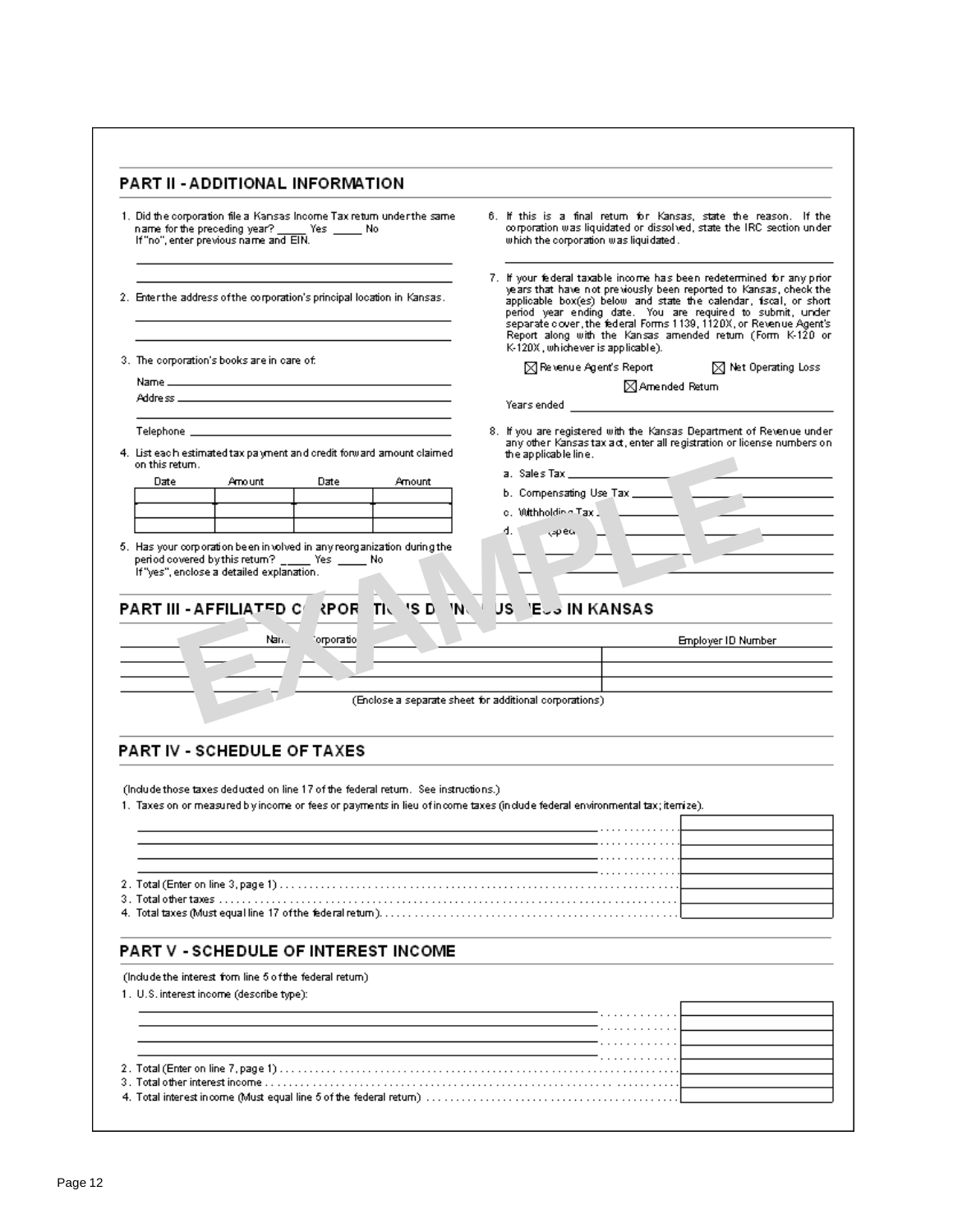## PART II - ADDITIONAL INFORMATION

1. Did the corporation file a Kansas Income Tax return under the same name for the preceding year? _____ Yes _____ No
   If "no", enter previous name and EIN.

2. Enter the address of the corporation's principal location in Kansas.

3. The corporation's books are in care of:
   Name ______________________
   Address ______________________
   Telephone ______________________

4. List each estimated tax payment and credit forward amount claimed on this return.

| Date | Amount | Date | Amount |
|---|---|---|---|
| | | | |
| | | | |
| | | | |

5. Has your corporation been involved in any reorganization during the period covered by this return? _____ Yes _____ No
   If "yes", enclose a detailed explanation.

6. If this is a final return for Kansas, state the reason. If the corporation was liquidated or dissolved, state the IRC section under which the corporation was liquidated.

7. If your federal taxable income has been redetermined for any prior years that have not previously been reported to Kansas, check the applicable box(es) below and state the calendar, fiscal, or short period year ending date. You are required to submit, under separate cover, the federal Forms 1139, 1120X, or Revenue Agent's Report along with the Kansas amended return (Form K-120 or K-120X, whichever is applicable).

   ☒ Revenue Agent's Report ☒ Net Operating Loss ☒ Amended Return

   Years ended ______________________

8. If you are registered with the Kansas Department of Revenue under any other Kansas tax act, enter all registration or license numbers on the applicable line.
   a. Sales Tax ______________________
   b. Compensating Use Tax ______________________
   c. Withholding Tax ______________________
   d. (specify) ______________________

## PART III - AFFILIATED CORPORATIONS DOING BUSINESS IN KANSAS

| Name of Corporation | Employer ID Number |
|---|---|
| | |
| | |
| | |

(Enclose a separate sheet for additional corporations)

## PART IV - SCHEDULE OF TAXES

(Include those taxes deducted on line 17 of the federal return. See instructions.)

1. Taxes on or measured by income or fees or payments in lieu of income taxes (include federal environmental tax; itemize).
2. Total (Enter on line 3, page 1)
3. Total other taxes
4. Total taxes (Must equal line 17 of the federal return)

## PART V - SCHEDULE OF INTEREST INCOME

(Include the interest from line 5 of the federal return)

1. U.S. interest income (describe type):
2. Total (Enter on line 7, page 1)
3. Total other interest income
4. Total interest income (Must equal line 5 of the federal return)

EXAMPLE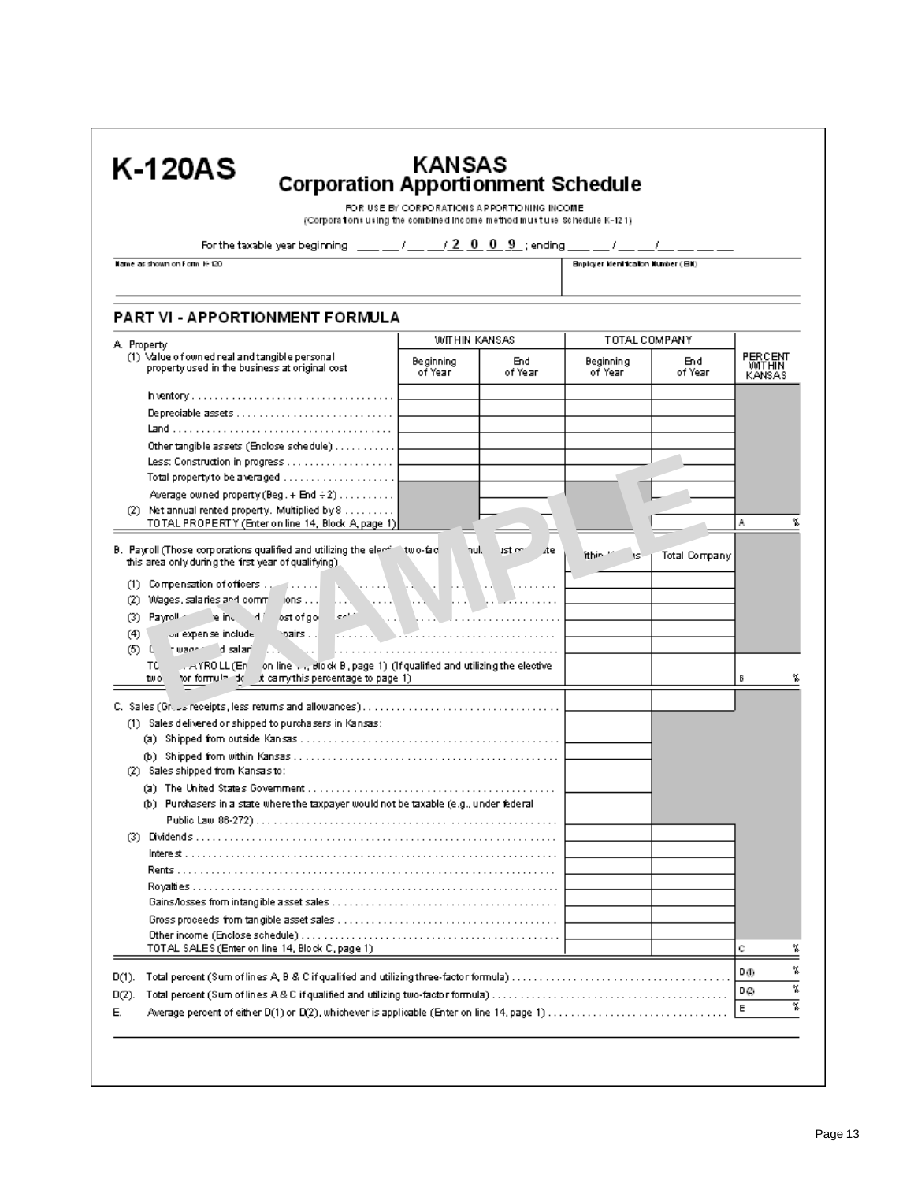# K-120AS

## KANSAS Corporation Apportionment Schedule

FOR USE BY CORPORATIONS APPORTIONING INCOME
(Corporations using the combined income method must use Schedule K-121)

For the taxable year beginning ___ ___ / ___ ___ / 2 0 0 9 ; ending ___ ___ / ___ ___ /___ ___ ___ ___

| Name as shown on Form K-120 | Employer Identification Number (EIN) |
|---|---|
| | |

## PART VI - APPORTIONMENT FORMULA

| A. Property | WITHIN KANSAS | | TOTAL COMPANY | | PERCENT WITHIN KANSAS |
|---|---|---|---|---|---|
| (1) Value of owned real and tangible personal property used in the business at original cost | Beginning of Year | End of Year | Beginning of Year | End of Year | |
| Inventory | | | | | |
| Depreciable assets | | | | | |
| Land | | | | | |
| Other tangible assets (Enclose schedule) | | | | | |
| Less: Construction in progress | | | | | |
| Total property to be averaged | | | | | |
| Average owned property (Beg. + End ÷ 2) | | | | | |
| (2) Net annual rented property. Multiplied by 8 | | | | | |
| TOTAL PROPERTY (Enter on line 14, Block A, page 1) | | | | | A % |

| B. Payroll (Those corporations qualified and utilizing the elective two-factor formula must complete this area only during the first year of qualifying) | Within Kansas | Total Company | |
|---|---|---|---|
| (1) Compensation of officers | | | |
| (2) Wages, salaries and commissions | | | |
| (3) Payroll expense included in cost of goods sold | | | |
| (4) Payroll expense included in repairs | | | |
| (5) Other wages and salaries | | | |
| TOTAL PAYROLL (Enter on line 14, Block B, page 1) (If qualified and utilizing the elective two-factor formula, do not carry this percentage to page 1) | | | B % |

| C. Sales (Gross receipts, less returns and allowances) | | | |
|---|---|---|---|
| (1) Sales delivered or shipped to purchasers in Kansas: | | | |
| (a) Shipped from outside Kansas | | | |
| (b) Shipped from within Kansas | | | |
| (2) Sales shipped from Kansas to: | | | |
| (a) The United States Government | | | |
| (b) Purchasers in a state where the taxpayer would not be taxable (e.g., under federal Public Law 86-272) | | | |
| (3) Dividends | | | |
| Interest | | | |
| Rents | | | |
| Royalties | | | |
| Gains/losses from intangible asset sales | | | |
| Gross proceeds from tangible asset sales | | | |
| Other income (Enclose schedule) | | | |
| TOTAL SALES (Enter on line 14, Block C, page 1) | | | C % |

| | | |
|---|---|---|
| D(1). | Total percent (Sum of lines A, B & C if qualified and utilizing three-factor formula) | D(1) % |
| D(2). | Total percent (Sum of lines A & C if qualified and utilizing two-factor formula) | D(2) % |
| E. | Average percent of either D(1) or D(2), whichever is applicable (Enter on line 14, page 1) | E % |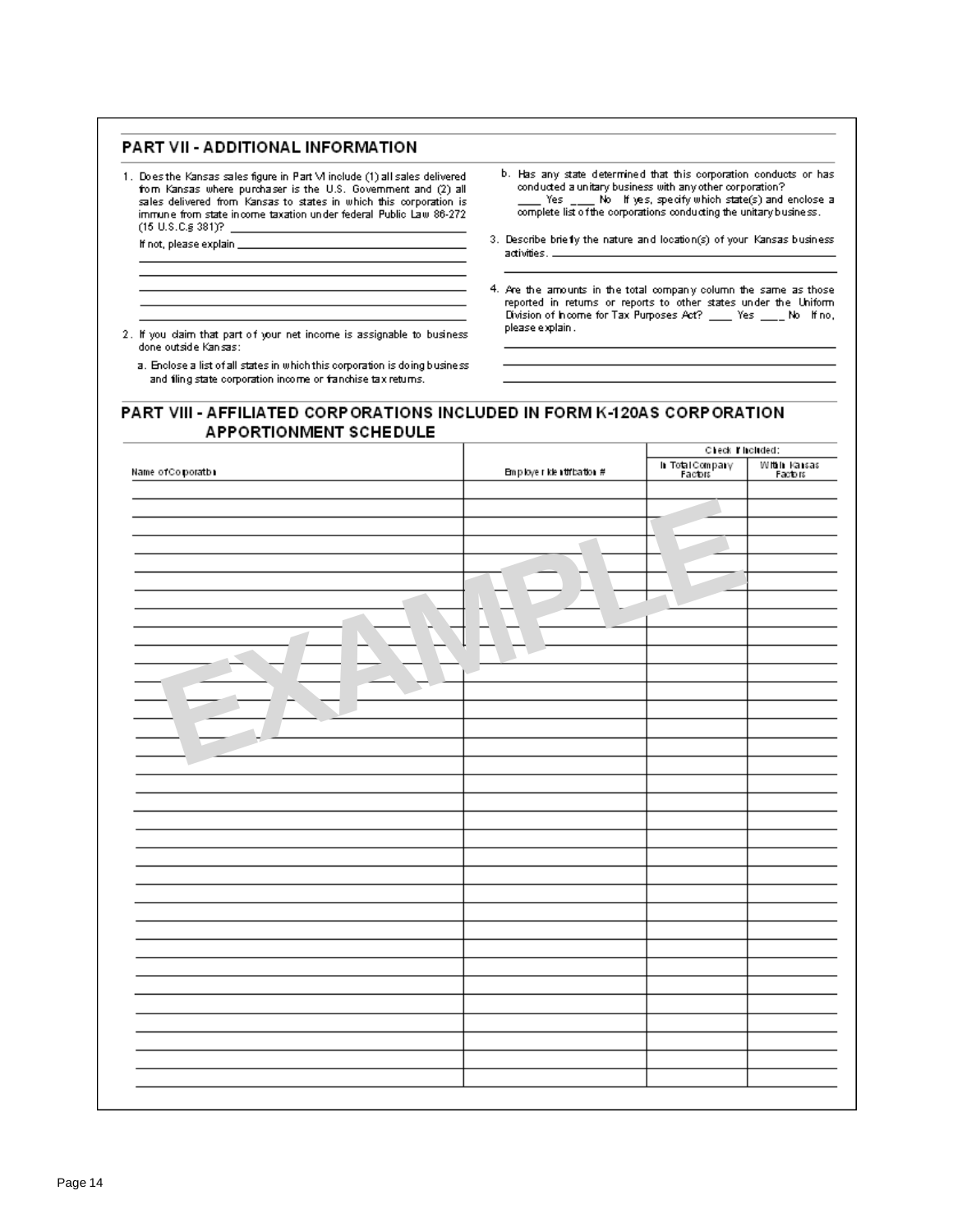## PART VII - ADDITIONAL INFORMATION

1. Does the Kansas sales figure in Part VI include (1) all sales delivered from Kansas where purchaser is the U.S. Government and (2) all sales delivered from Kansas to states in which this corporation is immune from state income taxation under federal Public Law 86-272 (15 U.S.C.§ 381)? ____________________

   If not, please explain ____________________

2. If you claim that part of your net income is assignable to business done outside Kansas:

   a. Enclose a list of all states in which this corporation is doing business and filing state corporation income or franchise tax returns.

   b. Has any state determined that this corporation conducts or has conducted a unitary business with any other corporation? ____ Yes ____ No If yes, specify which state(s) and enclose a complete list of the corporations conducting the unitary business.

3. Describe briefly the nature and location(s) of your Kansas business activities. ____________________

4. Are the amounts in the total company column the same as those reported in returns or reports to other states under the Uniform Division of Income for Tax Purposes Act? ____ Yes ____ No If no, please explain. ____________________

## PART VIII - AFFILIATED CORPORATIONS INCLUDED IN FORM K-120AS CORPORATION APPORTIONMENT SCHEDULE

| Name of Corporation | Employer Identification # | Check if Included: | |
|---|---|---|---|
| | | In Total Company Factors | Within Kansas Factors |
| | | | |
| | | | |
| | | | |
| | | | |
| | | | |
| | | | |
| | | | |
| | | | |
| | | | |
| | | | |
| | | | |
| | | | |
| | | | |
| | | | |
| | | | |
| | | | |
| | | | |
| | | | |
| | | | |
| | | | |
| | | | |
| | | | |
| | | | |
| | | | |
| | | | |
| | | | |
| | | | |
| | | | |
| | | | |
| | | | |
| | | | |
| | | | |
| | | | |

EXAMPLE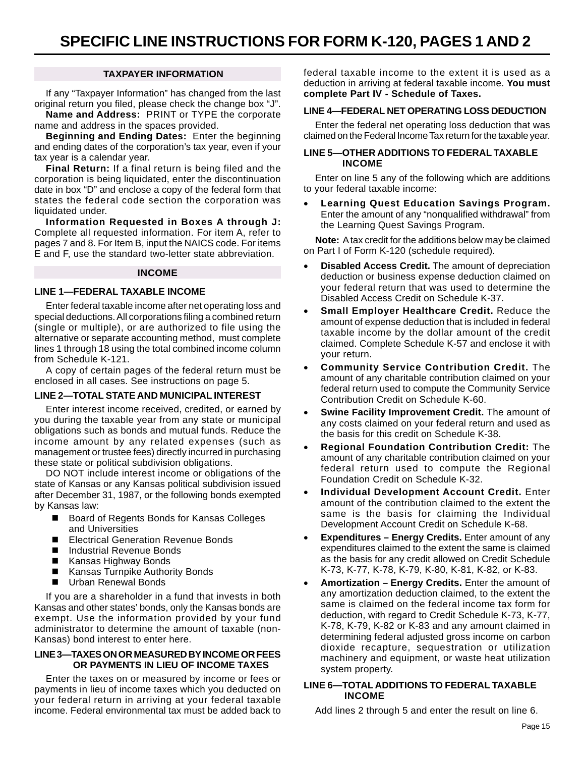# SPECIFIC LINE INSTRUCTIONS FOR FORM K-120, PAGES 1 AND 2

## TAXPAYER INFORMATION

If any "Taxpayer Information" has changed from the last original return you filed, please check the change box "J".

**Name and Address:** PRINT or TYPE the corporate name and address in the spaces provided.

**Beginning and Ending Dates:** Enter the beginning and ending dates of the corporation's tax year, even if your tax year is a calendar year.

**Final Return:** If a final return is being filed and the corporation is being liquidated, enter the discontinuation date in box "D" and enclose a copy of the federal form that states the federal code section the corporation was liquidated under.

**Information Requested in Boxes A through J:** Complete all requested information. For item A, refer to pages 7 and 8. For Item B, input the NAICS code. For items E and F, use the standard two-letter state abbreviation.

## INCOME

### LINE 1—FEDERAL TAXABLE INCOME

Enter federal taxable income after net operating loss and special deductions. All corporations filing a combined return (single or multiple), or are authorized to file using the alternative or separate accounting method, must complete lines 1 through 18 using the total combined income column from Schedule K-121.

A copy of certain pages of the federal return must be enclosed in all cases. See instructions on page 5.

### LINE 2—TOTAL STATE AND MUNICIPAL INTEREST

Enter interest income received, credited, or earned by you during the taxable year from any state or municipal obligations such as bonds and mutual funds. Reduce the income amount by any related expenses (such as management or trustee fees) directly incurred in purchasing these state or political subdivision obligations.

DO NOT include interest income or obligations of the state of Kansas or any Kansas political subdivision issued after December 31, 1987, or the following bonds exempted by Kansas law:

- Board of Regents Bonds for Kansas Colleges and Universities
- Electrical Generation Revenue Bonds
- Industrial Revenue Bonds
- Kansas Highway Bonds
- Kansas Turnpike Authority Bonds
- Urban Renewal Bonds

If you are a shareholder in a fund that invests in both Kansas and other states' bonds, only the Kansas bonds are exempt. Use the information provided by your fund administrator to determine the amount of taxable (non-Kansas) bond interest to enter here.

### LINE 3—TAXES ON OR MEASURED BY INCOME OR FEES OR PAYMENTS IN LIEU OF INCOME TAXES

Enter the taxes on or measured by income or fees or payments in lieu of income taxes which you deducted on your federal return in arriving at your federal taxable income. Federal environmental tax must be added back to federal taxable income to the extent it is used as a deduction in arriving at federal taxable income. **You must complete Part IV - Schedule of Taxes.**

### LINE 4—FEDERAL NET OPERATING LOSS DEDUCTION

Enter the federal net operating loss deduction that was claimed on the Federal Income Tax return for the taxable year.

### LINE 5—OTHER ADDITIONS TO FEDERAL TAXABLE INCOME

Enter on line 5 any of the following which are additions to your federal taxable income:

- **Learning Quest Education Savings Program.** Enter the amount of any "nonqualified withdrawal" from the Learning Quest Savings Program.

**Note:** A tax credit for the additions below may be claimed on Part I of Form K-120 (schedule required).

- **Disabled Access Credit.** The amount of depreciation deduction or business expense deduction claimed on your federal return that was used to determine the Disabled Access Credit on Schedule K-37.
- **Small Employer Healthcare Credit.** Reduce the amount of expense deduction that is included in federal taxable income by the dollar amount of the credit claimed. Complete Schedule K-57 and enclose it with your return.
- **Community Service Contribution Credit.** The amount of any charitable contribution claimed on your federal return used to compute the Community Service Contribution Credit on Schedule K-60.
- **Swine Facility Improvement Credit.** The amount of any costs claimed on your federal return and used as the basis for this credit on Schedule K-38.
- **Regional Foundation Contribution Credit:** The amount of any charitable contribution claimed on your federal return used to compute the Regional Foundation Credit on Schedule K-32.
- **Individual Development Account Credit.** Enter amount of the contribution claimed to the extent the same is the basis for claiming the Individual Development Account Credit on Schedule K-68.
- **Expenditures – Energy Credits.** Enter amount of any expenditures claimed to the extent the same is claimed as the basis for any credit allowed on Credit Schedule K-73, K-77, K-78, K-79, K-80, K-81, K-82, or K-83.
- **Amortization – Energy Credits.** Enter the amount of any amortization deduction claimed, to the extent the same is claimed on the federal income tax form for deduction, with regard to Credit Schedule K-73, K-77, K-78, K-79, K-82 or K-83 and any amount claimed in determining federal adjusted gross income on carbon dioxide recapture, sequestration or utilization machinery and equipment, or waste heat utilization system property.

### LINE 6—TOTAL ADDITIONS TO FEDERAL TAXABLE INCOME

Add lines 2 through 5 and enter the result on line 6.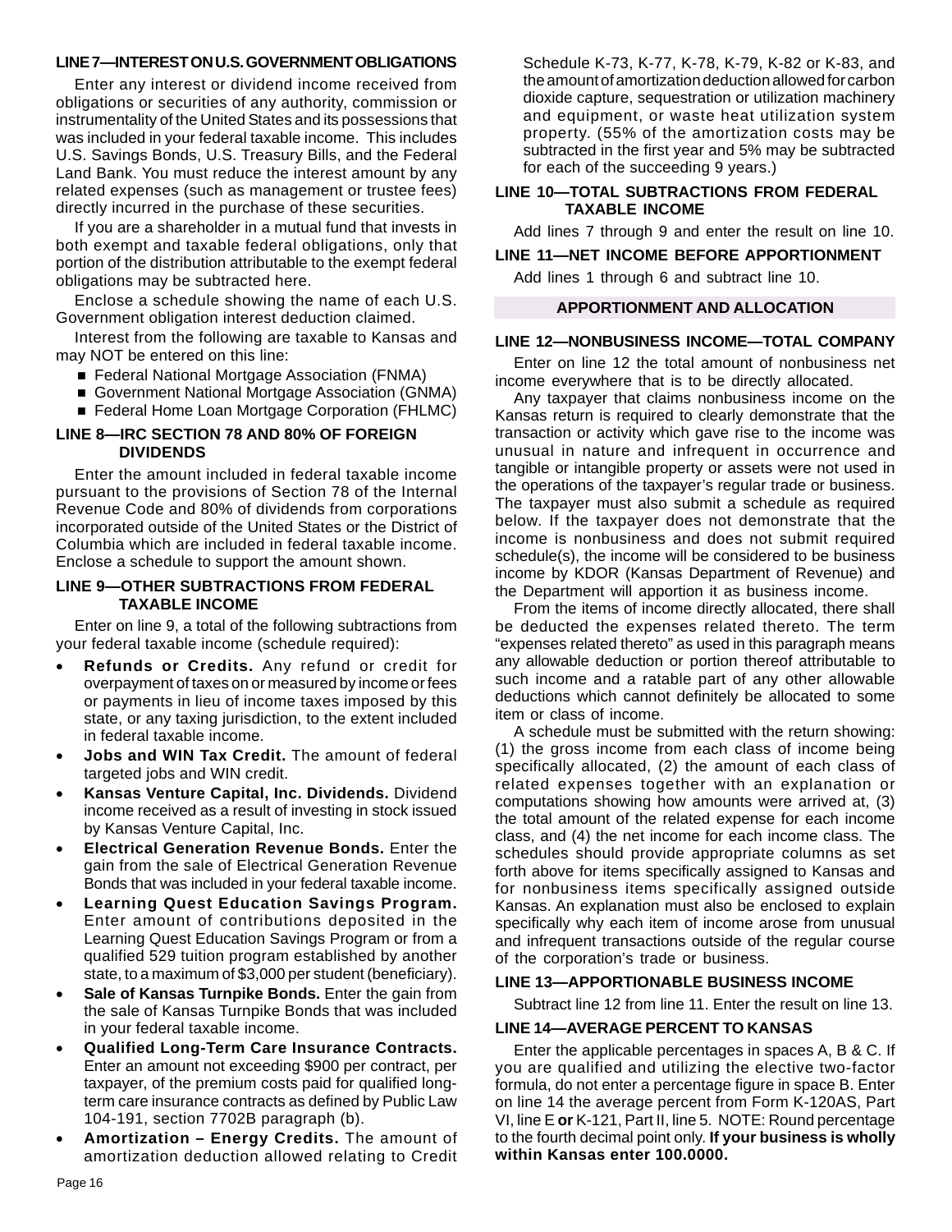### LINE 7—INTEREST ON U.S. GOVERNMENT OBLIGATIONS

Enter any interest or dividend income received from obligations or securities of any authority, commission or instrumentality of the United States and its possessions that was included in your federal taxable income. This includes U.S. Savings Bonds, U.S. Treasury Bills, and the Federal Land Bank. You must reduce the interest amount by any related expenses (such as management or trustee fees) directly incurred in the purchase of these securities.

If you are a shareholder in a mutual fund that invests in both exempt and taxable federal obligations, only that portion of the distribution attributable to the exempt federal obligations may be subtracted here.

Enclose a schedule showing the name of each U.S. Government obligation interest deduction claimed.

Interest from the following are taxable to Kansas and may NOT be entered on this line:

- Federal National Mortgage Association (FNMA)
- Government National Mortgage Association (GNMA)
- Federal Home Loan Mortgage Corporation (FHLMC)

### LINE 8—IRC SECTION 78 AND 80% OF FOREIGN DIVIDENDS

Enter the amount included in federal taxable income pursuant to the provisions of Section 78 of the Internal Revenue Code and 80% of dividends from corporations incorporated outside of the United States or the District of Columbia which are included in federal taxable income. Enclose a schedule to support the amount shown.

### LINE 9—OTHER SUBTRACTIONS FROM FEDERAL TAXABLE INCOME

Enter on line 9, a total of the following subtractions from your federal taxable income (schedule required):

- **Refunds or Credits.** Any refund or credit for overpayment of taxes on or measured by income or fees or payments in lieu of income taxes imposed by this state, or any taxing jurisdiction, to the extent included in federal taxable income.
- **Jobs and WIN Tax Credit.** The amount of federal targeted jobs and WIN credit.
- **Kansas Venture Capital, Inc. Dividends.** Dividend income received as a result of investing in stock issued by Kansas Venture Capital, Inc.
- **Electrical Generation Revenue Bonds.** Enter the gain from the sale of Electrical Generation Revenue Bonds that was included in your federal taxable income.
- **Learning Quest Education Savings Program.** Enter amount of contributions deposited in the Learning Quest Education Savings Program or from a qualified 529 tuition program established by another state, to a maximum of $3,000 per student (beneficiary).
- **Sale of Kansas Turnpike Bonds.** Enter the gain from the sale of Kansas Turnpike Bonds that was included in your federal taxable income.
- **Qualified Long-Term Care Insurance Contracts.** Enter an amount not exceeding $900 per contract, per taxpayer, of the premium costs paid for qualified long-term care insurance contracts as defined by Public Law 104-191, section 7702B paragraph (b).
- **Amortization – Energy Credits.** The amount of amortization deduction allowed relating to Credit Schedule K-73, K-77, K-78, K-79, K-82 or K-83, and the amount of amortization deduction allowed for carbon dioxide capture, sequestration or utilization machinery and equipment, or waste heat utilization system property. (55% of the amortization costs may be subtracted in the first year and 5% may be subtracted for each of the succeeding 9 years.)

### LINE 10—TOTAL SUBTRACTIONS FROM FEDERAL TAXABLE INCOME

Add lines 7 through 9 and enter the result on line 10.

### LINE 11—NET INCOME BEFORE APPORTIONMENT

Add lines 1 through 6 and subtract line 10.

## APPORTIONMENT AND ALLOCATION

### LINE 12—NONBUSINESS INCOME—TOTAL COMPANY

Enter on line 12 the total amount of nonbusiness net income everywhere that is to be directly allocated.

Any taxpayer that claims nonbusiness income on the Kansas return is required to clearly demonstrate that the transaction or activity which gave rise to the income was unusual in nature and infrequent in occurrence and tangible or intangible property or assets were not used in the operations of the taxpayer's regular trade or business. The taxpayer must also submit a schedule as required below. If the taxpayer does not demonstrate that the income is nonbusiness and does not submit required schedule(s), the income will be considered to be business income by KDOR (Kansas Department of Revenue) and the Department will apportion it as business income.

From the items of income directly allocated, there shall be deducted the expenses related thereto. The term "expenses related thereto" as used in this paragraph means any allowable deduction or portion thereof attributable to such income and a ratable part of any other allowable deductions which cannot definitely be allocated to some item or class of income.

A schedule must be submitted with the return showing: (1) the gross income from each class of income being specifically allocated, (2) the amount of each class of related expenses together with an explanation or computations showing how amounts were arrived at, (3) the total amount of the related expense for each income class, and (4) the net income for each income class. The schedules should provide appropriate columns as set forth above for items specifically assigned to Kansas and for nonbusiness items specifically assigned outside Kansas. An explanation must also be enclosed to explain specifically why each item of income arose from unusual and infrequent transactions outside of the regular course of the corporation's trade or business.

### LINE 13—APPORTIONABLE BUSINESS INCOME

Subtract line 12 from line 11. Enter the result on line 13.

### LINE 14—AVERAGE PERCENT TO KANSAS

Enter the applicable percentages in spaces A, B & C. If you are qualified and utilizing the elective two-factor formula, do not enter a percentage figure in space B. Enter on line 14 the average percent from Form K-120AS, Part VI, line E **or** K-121, Part II, line 5. NOTE: Round percentage to the fourth decimal point only. **If your business is wholly within Kansas enter 100.0000.**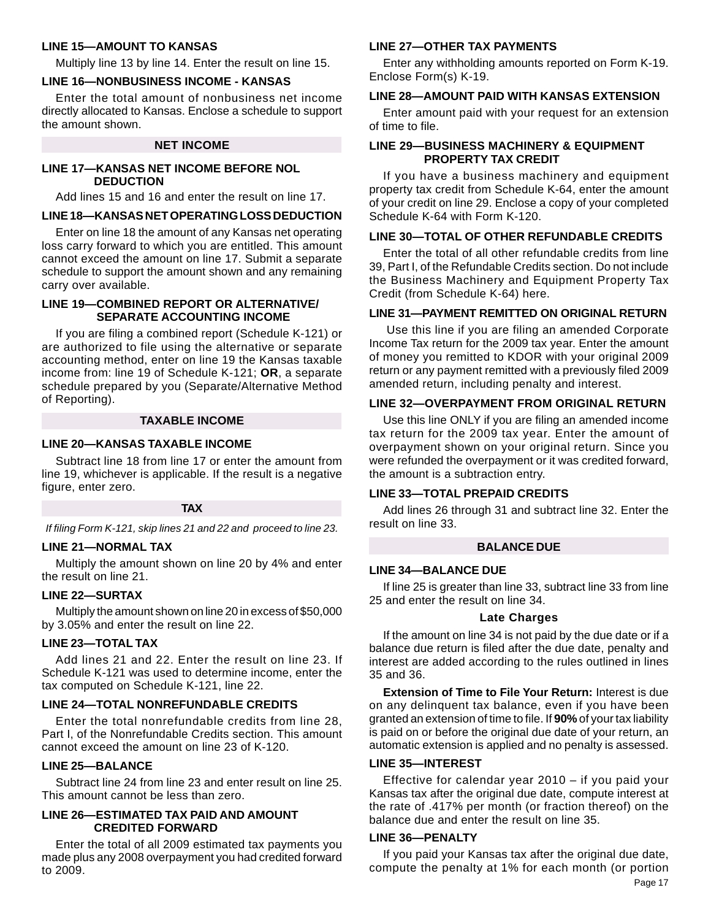### LINE 15—AMOUNT TO KANSAS

Multiply line 13 by line 14. Enter the result on line 15.

### LINE 16—NONBUSINESS INCOME - KANSAS

Enter the total amount of nonbusiness net income directly allocated to Kansas. Enclose a schedule to support the amount shown.

## NET INCOME

### LINE 17—KANSAS NET INCOME BEFORE NOL DEDUCTION

Add lines 15 and 16 and enter the result on line 17.

### LINE 18—KANSAS NET OPERATING LOSS DEDUCTION

Enter on line 18 the amount of any Kansas net operating loss carry forward to which you are entitled. This amount cannot exceed the amount on line 17. Submit a separate schedule to support the amount shown and any remaining carry over available.

### LINE 19—COMBINED REPORT OR ALTERNATIVE/ SEPARATE ACCOUNTING INCOME

If you are filing a combined report (Schedule K-121) or are authorized to file using the alternative or separate accounting method, enter on line 19 the Kansas taxable income from: line 19 of Schedule K-121; **OR**, a separate schedule prepared by you (Separate/Alternative Method of Reporting).

## TAXABLE INCOME

### LINE 20—KANSAS TAXABLE INCOME

Subtract line 18 from line 17 or enter the amount from line 19, whichever is applicable. If the result is a negative figure, enter zero.

## TAX

*If filing Form K-121, skip lines 21 and 22 and proceed to line 23.*

### LINE 21—NORMAL TAX

Multiply the amount shown on line 20 by 4% and enter the result on line 21.

### LINE 22—SURTAX

Multiply the amount shown on line 20 in excess of $50,000 by 3.05% and enter the result on line 22.

### LINE 23—TOTAL TAX

Add lines 21 and 22. Enter the result on line 23. If Schedule K-121 was used to determine income, enter the tax computed on Schedule K-121, line 22.

### LINE 24—TOTAL NONREFUNDABLE CREDITS

Enter the total nonrefundable credits from line 28, Part I, of the Nonrefundable Credits section. This amount cannot exceed the amount on line 23 of K-120.

### LINE 25—BALANCE

Subtract line 24 from line 23 and enter result on line 25. This amount cannot be less than zero.

### LINE 26—ESTIMATED TAX PAID AND AMOUNT CREDITED FORWARD

Enter the total of all 2009 estimated tax payments you made plus any 2008 overpayment you had credited forward to 2009.

### LINE 27—OTHER TAX PAYMENTS

Enter any withholding amounts reported on Form K-19. Enclose Form(s) K-19.

### LINE 28—AMOUNT PAID WITH KANSAS EXTENSION

Enter amount paid with your request for an extension of time to file.

### LINE 29—BUSINESS MACHINERY & EQUIPMENT PROPERTY TAX CREDIT

If you have a business machinery and equipment property tax credit from Schedule K-64, enter the amount of your credit on line 29. Enclose a copy of your completed Schedule K-64 with Form K-120.

### LINE 30—TOTAL OF OTHER REFUNDABLE CREDITS

Enter the total of all other refundable credits from line 39, Part I, of the Refundable Credits section. Do not include the Business Machinery and Equipment Property Tax Credit (from Schedule K-64) here.

### LINE 31—PAYMENT REMITTED ON ORIGINAL RETURN

Use this line if you are filing an amended Corporate Income Tax return for the 2009 tax year. Enter the amount of money you remitted to KDOR with your original 2009 return or any payment remitted with a previously filed 2009 amended return, including penalty and interest.

### LINE 32—OVERPAYMENT FROM ORIGINAL RETURN

Use this line ONLY if you are filing an amended income tax return for the 2009 tax year. Enter the amount of overpayment shown on your original return. Since you were refunded the overpayment or it was credited forward, the amount is a subtraction entry.

### LINE 33—TOTAL PREPAID CREDITS

Add lines 26 through 31 and subtract line 32. Enter the result on line 33.

## BALANCE DUE

### LINE 34—BALANCE DUE

If line 25 is greater than line 33, subtract line 33 from line 25 and enter the result on line 34.

#### Late Charges

If the amount on line 34 is not paid by the due date or if a balance due return is filed after the due date, penalty and interest are added according to the rules outlined in lines 35 and 36.

**Extension of Time to File Your Return:** Interest is due on any delinquent tax balance, even if you have been granted an extension of time to file. If **90%** of your tax liability is paid on or before the original due date of your return, an automatic extension is applied and no penalty is assessed.

### LINE 35—INTEREST

Effective for calendar year 2010 – if you paid your Kansas tax after the original due date, compute interest at the rate of .417% per month (or fraction thereof) on the balance due and enter the result on line 35.

### LINE 36—PENALTY

If you paid your Kansas tax after the original due date, compute the penalty at 1% for each month (or portion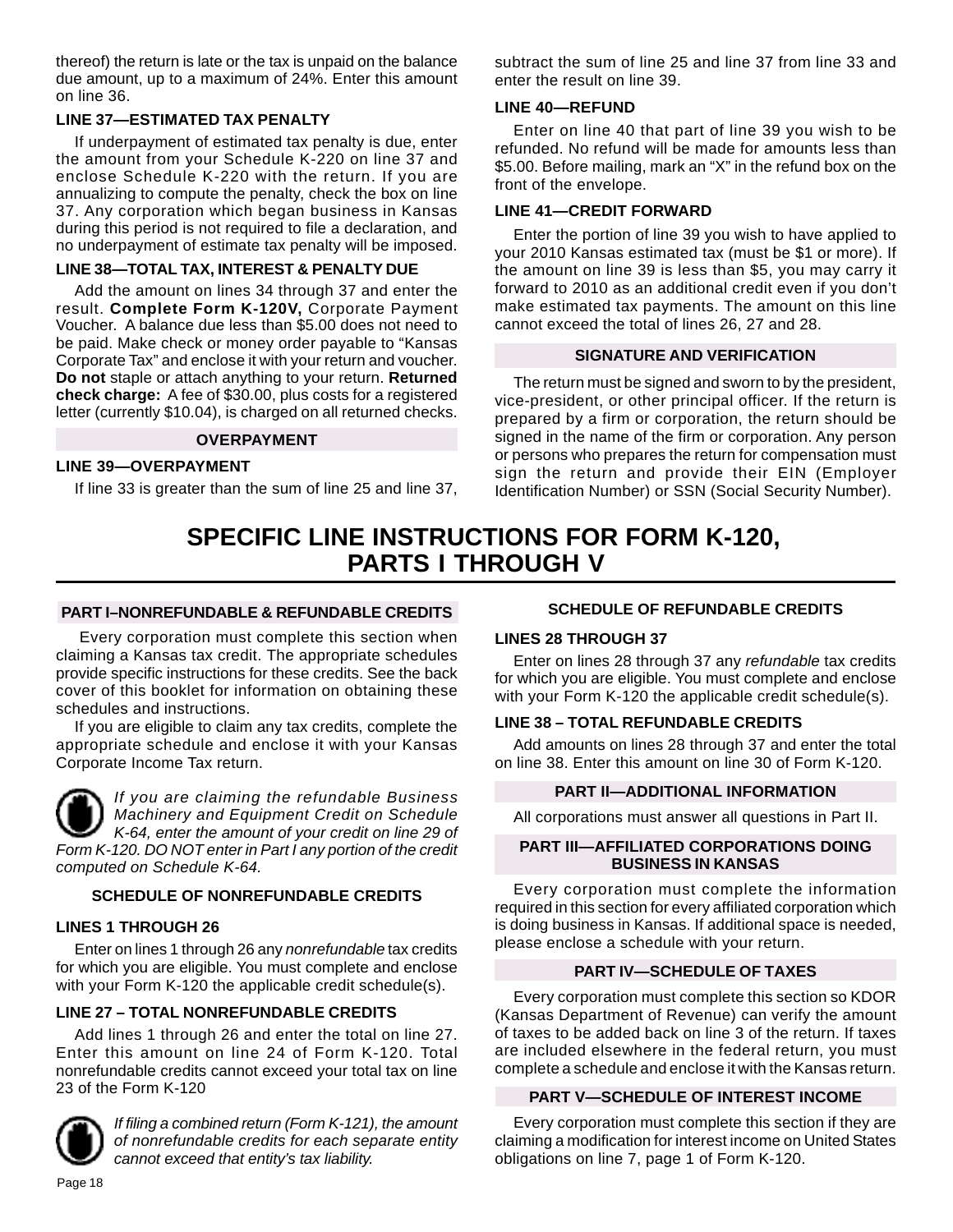thereof) the return is late or the tax is unpaid on the balance due amount, up to a maximum of 24%. Enter this amount on line 36.

**LINE 37—ESTIMATED TAX PENALTY**

If underpayment of estimated tax penalty is due, enter the amount from your Schedule K-220 on line 37 and enclose Schedule K-220 with the return. If you are annualizing to compute the penalty, check the box on line 37. Any corporation which began business in Kansas during this period is not required to file a declaration, and no underpayment of estimate tax penalty will be imposed.

**LINE 38—TOTAL TAX, INTEREST & PENALTY DUE**

Add the amount on lines 34 through 37 and enter the result. **Complete Form K-120V,** Corporate Payment Voucher. A balance due less than $5.00 does not need to be paid. Make check or money order payable to "Kansas Corporate Tax" and enclose it with your return and voucher. **Do not** staple or attach anything to your return. **Returned check charge:** A fee of $30.00, plus costs for a registered letter (currently $10.04), is charged on all returned checks.

**OVERPAYMENT**

**LINE 39—OVERPAYMENT**

If line 33 is greater than the sum of line 25 and line 37, subtract the sum of line 25 and line 37 from line 33 and enter the result on line 39.

**LINE 40—REFUND**

Enter on line 40 that part of line 39 you wish to be refunded. No refund will be made for amounts less than $5.00. Before mailing, mark an "X" in the refund box on the front of the envelope.

**LINE 41—CREDIT FORWARD**

Enter the portion of line 39 you wish to have applied to your 2010 Kansas estimated tax (must be $1 or more). If the amount on line 39 is less than $5, you may carry it forward to 2010 as an additional credit even if you don't make estimated tax payments. The amount on this line cannot exceed the total of lines 26, 27 and 28.

**SIGNATURE AND VERIFICATION**

The return must be signed and sworn to by the president, vice-president, or other principal officer. If the return is prepared by a firm or corporation, the return should be signed in the name of the firm or corporation. Any person or persons who prepares the return for compensation must sign the return and provide their EIN (Employer Identification Number) or SSN (Social Security Number).

# SPECIFIC LINE INSTRUCTIONS FOR FORM K-120, PARTS I THROUGH V

**PART I–NONREFUNDABLE & REFUNDABLE CREDITS**

Every corporation must complete this section when claiming a Kansas tax credit. The appropriate schedules provide specific instructions for these credits. See the back cover of this booklet for information on obtaining these schedules and instructions.

If you are eligible to claim any tax credits, complete the appropriate schedule and enclose it with your Kansas Corporate Income Tax return.

*If you are claiming the refundable Business Machinery and Equipment Credit on Schedule K-64, enter the amount of your credit on line 29 of Form K-120. DO NOT enter in Part I any portion of the credit computed on Schedule K-64.*

**SCHEDULE OF NONREFUNDABLE CREDITS**

**LINES 1 THROUGH 26**

Enter on lines 1 through 26 any *nonrefundable* tax credits for which you are eligible. You must complete and enclose with your Form K-120 the applicable credit schedule(s).

**LINE 27 – TOTAL NONREFUNDABLE CREDITS**

Add lines 1 through 26 and enter the total on line 27. Enter this amount on line 24 of Form K-120. Total nonrefundable credits cannot exceed your total tax on line 23 of the Form K-120

*If filing a combined return (Form K-121), the amount of nonrefundable credits for each separate entity cannot exceed that entity's tax liability.*

**SCHEDULE OF REFUNDABLE CREDITS**

**LINES 28 THROUGH 37**

Enter on lines 28 through 37 any *refundable* tax credits for which you are eligible. You must complete and enclose with your Form K-120 the applicable credit schedule(s).

**LINE 38 – TOTAL REFUNDABLE CREDITS**

Add amounts on lines 28 through 37 and enter the total on line 38. Enter this amount on line 30 of Form K-120.

**PART II—ADDITIONAL INFORMATION**

All corporations must answer all questions in Part II.

**PART III—AFFILIATED CORPORATIONS DOING BUSINESS IN KANSAS**

Every corporation must complete the information required in this section for every affiliated corporation which is doing business in Kansas. If additional space is needed, please enclose a schedule with your return.

**PART IV—SCHEDULE OF TAXES**

Every corporation must complete this section so KDOR (Kansas Department of Revenue) can verify the amount of taxes to be added back on line 3 of the return. If taxes are included elsewhere in the federal return, you must complete a schedule and enclose it with the Kansas return.

**PART V—SCHEDULE OF INTEREST INCOME**

Every corporation must complete this section if they are claiming a modification for interest income on United States obligations on line 7, page 1 of Form K-120.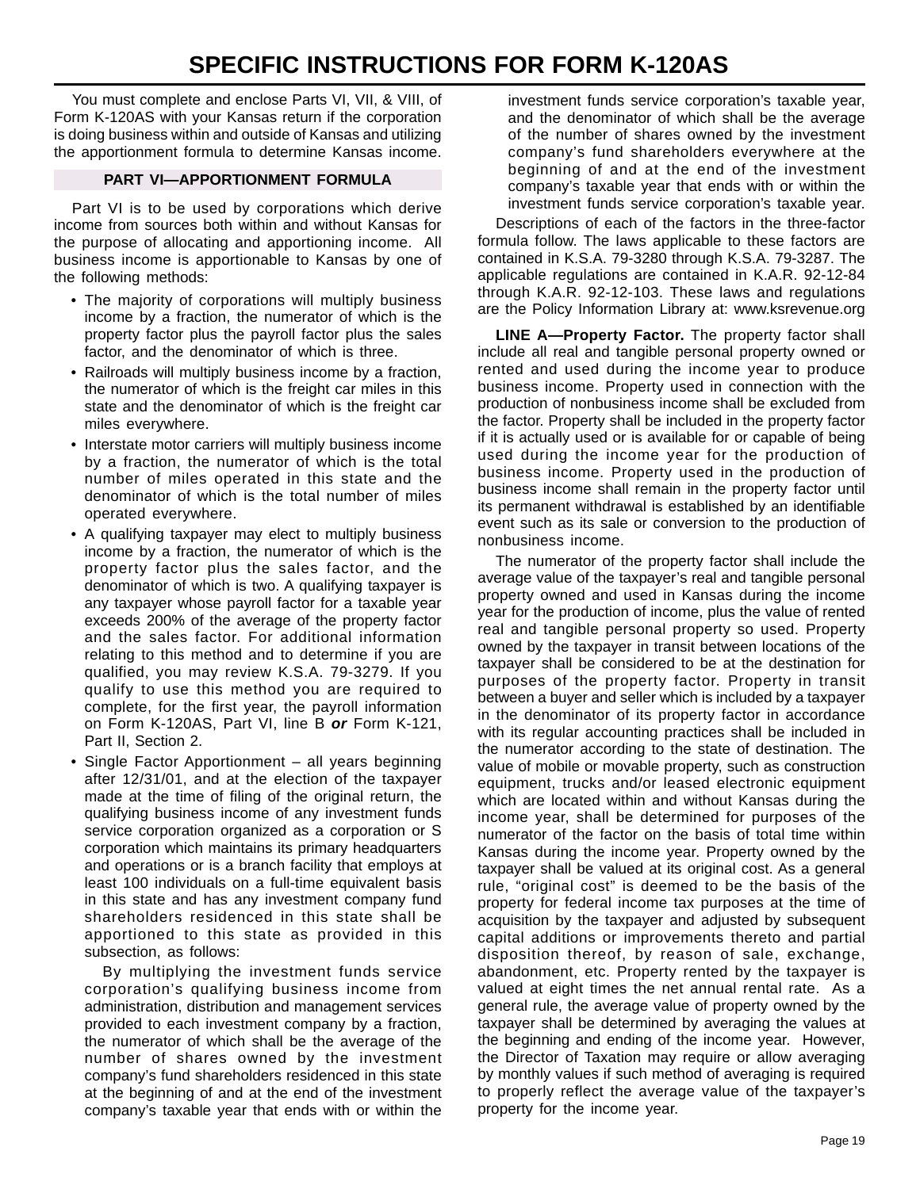# SPECIFIC INSTRUCTIONS FOR FORM K-120AS

You must complete and enclose Parts VI, VII, & VIII, of Form K-120AS with your Kansas return if the corporation is doing business within and outside of Kansas and utilizing the apportionment formula to determine Kansas income.

## PART VI—APPORTIONMENT FORMULA

Part VI is to be used by corporations which derive income from sources both within and without Kansas for the purpose of allocating and apportioning income. All business income is apportionable to Kansas by one of the following methods:

- The majority of corporations will multiply business income by a fraction, the numerator of which is the property factor plus the payroll factor plus the sales factor, and the denominator of which is three.
- Railroads will multiply business income by a fraction, the numerator of which is the freight car miles in this state and the denominator of which is the freight car miles everywhere.
- Interstate motor carriers will multiply business income by a fraction, the numerator of which is the total number of miles operated in this state and the denominator of which is the total number of miles operated everywhere.
- A qualifying taxpayer may elect to multiply business income by a fraction, the numerator of which is the property factor plus the sales factor, and the denominator of which is two. A qualifying taxpayer is any taxpayer whose payroll factor for a taxable year exceeds 200% of the average of the property factor and the sales factor. For additional information relating to this method and to determine if you are qualified, you may review K.S.A. 79-3279. If you qualify to use this method you are required to complete, for the first year, the payroll information on Form K-120AS, Part VI, line B ***or*** Form K-121, Part II, Section 2.
- Single Factor Apportionment – all years beginning after 12/31/01, and at the election of the taxpayer made at the time of filing of the original return, the qualifying business income of any investment funds service corporation organized as a corporation or S corporation which maintains its primary headquarters and operations or is a branch facility that employs at least 100 individuals on a full-time equivalent basis in this state and has any investment company fund shareholders residenced in this state shall be apportioned to this state as provided in this subsection, as follows:

  By multiplying the investment funds service corporation's qualifying business income from administration, distribution and management services provided to each investment company by a fraction, the numerator of which shall be the average of the number of shares owned by the investment company's fund shareholders residenced in this state at the beginning of and at the end of the investment company's taxable year that ends with or within the investment funds service corporation's taxable year, and the denominator of which shall be the average of the number of shares owned by the investment company's fund shareholders everywhere at the beginning of and at the end of the investment company's taxable year that ends with or within the investment funds service corporation's taxable year.

Descriptions of each of the factors in the three-factor formula follow. The laws applicable to these factors are contained in K.S.A. 79-3280 through K.S.A. 79-3287. The applicable regulations are contained in K.A.R. 92-12-84 through K.A.R. 92-12-103. These laws and regulations are the Policy Information Library at: www.ksrevenue.org

**LINE A—Property Factor.** The property factor shall include all real and tangible personal property owned or rented and used during the income year to produce business income. Property used in connection with the production of nonbusiness income shall be excluded from the factor. Property shall be included in the property factor if it is actually used or is available for or capable of being used during the income year for the production of business income. Property used in the production of business income shall remain in the property factor until its permanent withdrawal is established by an identifiable event such as its sale or conversion to the production of nonbusiness income.

The numerator of the property factor shall include the average value of the taxpayer's real and tangible personal property owned and used in Kansas during the income year for the production of income, plus the value of rented real and tangible personal property so used. Property owned by the taxpayer in transit between locations of the taxpayer shall be considered to be at the destination for purposes of the property factor. Property in transit between a buyer and seller which is included by a taxpayer in the denominator of its property factor in accordance with its regular accounting practices shall be included in the numerator according to the state of destination. The value of mobile or movable property, such as construction equipment, trucks and/or leased electronic equipment which are located within and without Kansas during the income year, shall be determined for purposes of the numerator of the factor on the basis of total time within Kansas during the income year. Property owned by the taxpayer shall be valued at its original cost. As a general rule, "original cost" is deemed to be the basis of the property for federal income tax purposes at the time of acquisition by the taxpayer and adjusted by subsequent capital additions or improvements thereto and partial disposition thereof, by reason of sale, exchange, abandonment, etc. Property rented by the taxpayer is valued at eight times the net annual rental rate. As a general rule, the average value of property owned by the taxpayer shall be determined by averaging the values at the beginning and ending of the income year. However, the Director of Taxation may require or allow averaging by monthly values if such method of averaging is required to properly reflect the average value of the taxpayer's property for the income year.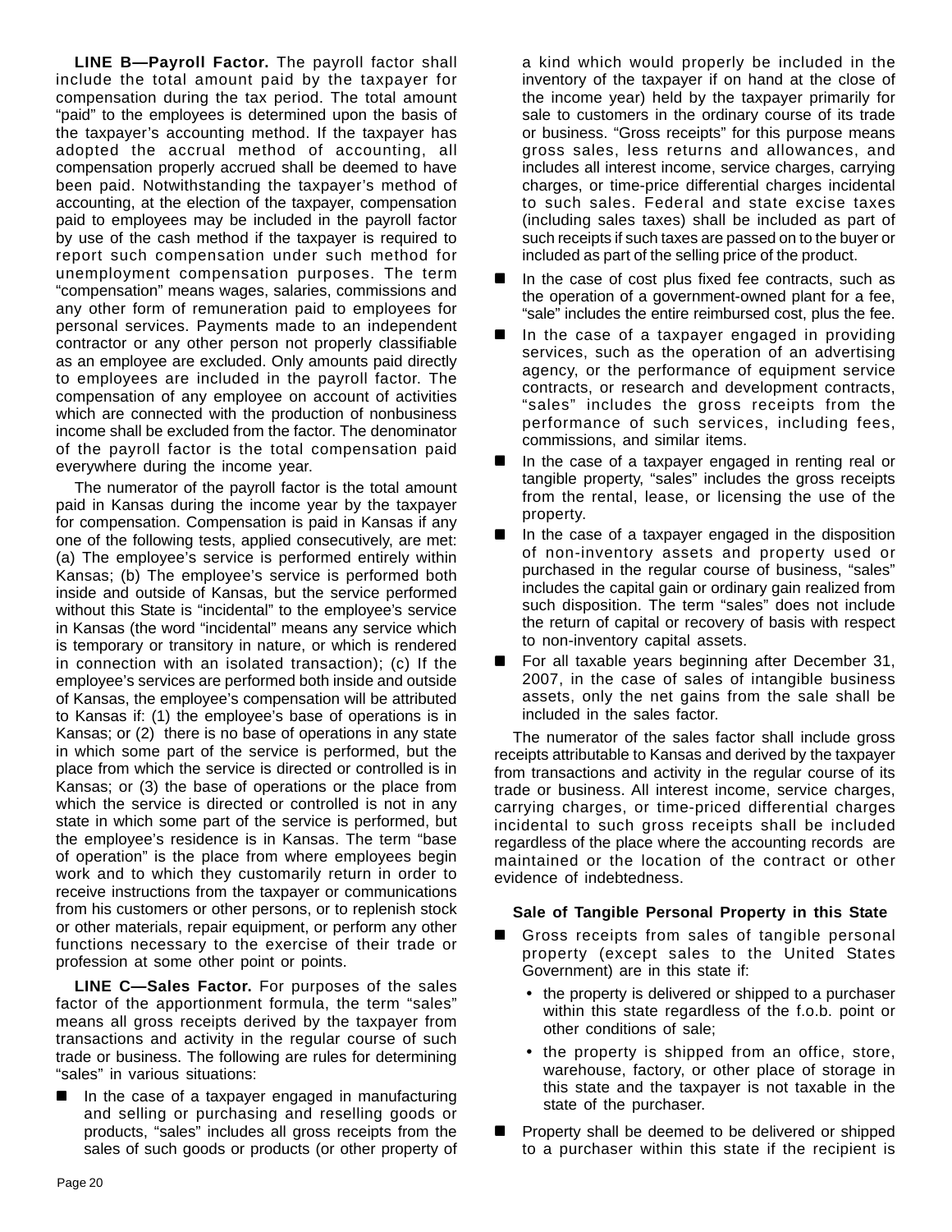**LINE B—Payroll Factor.** The payroll factor shall include the total amount paid by the taxpayer for compensation during the tax period. The total amount "paid" to the employees is determined upon the basis of the taxpayer's accounting method. If the taxpayer has adopted the accrual method of accounting, all compensation properly accrued shall be deemed to have been paid. Notwithstanding the taxpayer's method of accounting, at the election of the taxpayer, compensation paid to employees may be included in the payroll factor by use of the cash method if the taxpayer is required to report such compensation under such method for unemployment compensation purposes. The term "compensation" means wages, salaries, commissions and any other form of remuneration paid to employees for personal services. Payments made to an independent contractor or any other person not properly classifiable as an employee are excluded. Only amounts paid directly to employees are included in the payroll factor. The compensation of any employee on account of activities which are connected with the production of nonbusiness income shall be excluded from the factor. The denominator of the payroll factor is the total compensation paid everywhere during the income year.

The numerator of the payroll factor is the total amount paid in Kansas during the income year by the taxpayer for compensation. Compensation is paid in Kansas if any one of the following tests, applied consecutively, are met: (a) The employee's service is performed entirely within Kansas; (b) The employee's service is performed both inside and outside of Kansas, but the service performed without this State is "incidental" to the employee's service in Kansas (the word "incidental" means any service which is temporary or transitory in nature, or which is rendered in connection with an isolated transaction); (c) If the employee's services are performed both inside and outside of Kansas, the employee's compensation will be attributed to Kansas if: (1) the employee's base of operations is in Kansas; or (2) there is no base of operations in any state in which some part of the service is performed, but the place from which the service is directed or controlled is in Kansas; or (3) the base of operations or the place from which the service is directed or controlled is not in any state in which some part of the service is performed, but the employee's residence is in Kansas. The term "base of operation" is the place from where employees begin work and to which they customarily return in order to receive instructions from the taxpayer or communications from his customers or other persons, or to replenish stock or other materials, repair equipment, or perform any other functions necessary to the exercise of their trade or profession at some other point or points.

**LINE C—Sales Factor.** For purposes of the sales factor of the apportionment formula, the term "sales" means all gross receipts derived by the taxpayer from transactions and activity in the regular course of such trade or business. The following are rules for determining "sales" in various situations:

- In the case of a taxpayer engaged in manufacturing and selling or purchasing and reselling goods or products, "sales" includes all gross receipts from the sales of such goods or products (or other property of a kind which would properly be included in the inventory of the taxpayer if on hand at the close of the income year) held by the taxpayer primarily for sale to customers in the ordinary course of its trade or business. "Gross receipts" for this purpose means gross sales, less returns and allowances, and includes all interest income, service charges, carrying charges, or time-price differential charges incidental to such sales. Federal and state excise taxes (including sales taxes) shall be included as part of such receipts if such taxes are passed on to the buyer or included as part of the selling price of the product.
- In the case of cost plus fixed fee contracts, such as the operation of a government-owned plant for a fee, "sale" includes the entire reimbursed cost, plus the fee.
- In the case of a taxpayer engaged in providing services, such as the operation of an advertising agency, or the performance of equipment service contracts, or research and development contracts, "sales" includes the gross receipts from the performance of such services, including fees, commissions, and similar items.
- In the case of a taxpayer engaged in renting real or tangible property, "sales" includes the gross receipts from the rental, lease, or licensing the use of the property.
- In the case of a taxpayer engaged in the disposition of non-inventory assets and property used or purchased in the regular course of business, "sales" includes the capital gain or ordinary gain realized from such disposition. The term "sales" does not include the return of capital or recovery of basis with respect to non-inventory capital assets.
- For all taxable years beginning after December 31, 2007, in the case of sales of intangible business assets, only the net gains from the sale shall be included in the sales factor.

The numerator of the sales factor shall include gross receipts attributable to Kansas and derived by the taxpayer from transactions and activity in the regular course of its trade or business. All interest income, service charges, carrying charges, or time-priced differential charges incidental to such gross receipts shall be included regardless of the place where the accounting records are maintained or the location of the contract or other evidence of indebtedness.

**Sale of Tangible Personal Property in this State**

- Gross receipts from sales of tangible personal property (except sales to the United States Government) are in this state if:
  - the property is delivered or shipped to a purchaser within this state regardless of the f.o.b. point or other conditions of sale;
  - the property is shipped from an office, store, warehouse, factory, or other place of storage in this state and the taxpayer is not taxable in the state of the purchaser.
- Property shall be deemed to be delivered or shipped to a purchaser within this state if the recipient is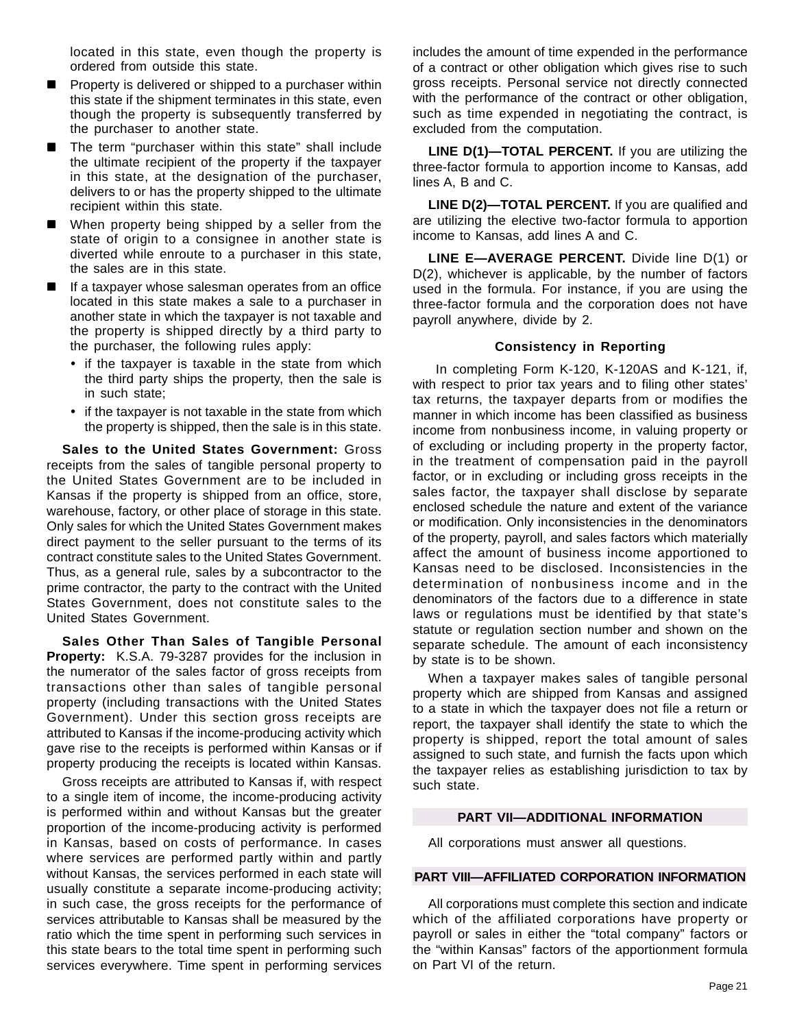located in this state, even though the property is ordered from outside this state.

- Property is delivered or shipped to a purchaser within this state if the shipment terminates in this state, even though the property is subsequently transferred by the purchaser to another state.
- The term "purchaser within this state" shall include the ultimate recipient of the property if the taxpayer in this state, at the designation of the purchaser, delivers to or has the property shipped to the ultimate recipient within this state.
- When property being shipped by a seller from the state of origin to a consignee in another state is diverted while enroute to a purchaser in this state, the sales are in this state.
- If a taxpayer whose salesman operates from an office located in this state makes a sale to a purchaser in another state in which the taxpayer is not taxable and the property is shipped directly by a third party to the purchaser, the following rules apply:
  - if the taxpayer is taxable in the state from which the third party ships the property, then the sale is in such state;
  - if the taxpayer is not taxable in the state from which the property is shipped, then the sale is in this state.

**Sales to the United States Government:** Gross receipts from the sales of tangible personal property to the United States Government are to be included in Kansas if the property is shipped from an office, store, warehouse, factory, or other place of storage in this state. Only sales for which the United States Government makes direct payment to the seller pursuant to the terms of its contract constitute sales to the United States Government. Thus, as a general rule, sales by a subcontractor to the prime contractor, the party to the contract with the United States Government, does not constitute sales to the United States Government.

**Sales Other Than Sales of Tangible Personal Property:** K.S.A. 79-3287 provides for the inclusion in the numerator of the sales factor of gross receipts from transactions other than sales of tangible personal property (including transactions with the United States Government). Under this section gross receipts are attributed to Kansas if the income-producing activity which gave rise to the receipts is performed within Kansas or if property producing the receipts is located within Kansas.

Gross receipts are attributed to Kansas if, with respect to a single item of income, the income-producing activity is performed within and without Kansas but the greater proportion of the income-producing activity is performed in Kansas, based on costs of performance. In cases where services are performed partly within and partly without Kansas, the services performed in each state will usually constitute a separate income-producing activity; in such case, the gross receipts for the performance of services attributable to Kansas shall be measured by the ratio which the time spent in performing such services in this state bears to the total time spent in performing such services everywhere. Time spent in performing services includes the amount of time expended in the performance of a contract or other obligation which gives rise to such gross receipts. Personal service not directly connected with the performance of the contract or other obligation, such as time expended in negotiating the contract, is excluded from the computation.

**LINE D(1)—TOTAL PERCENT.** If you are utilizing the three-factor formula to apportion income to Kansas, add lines A, B and C.

**LINE D(2)—TOTAL PERCENT.** If you are qualified and are utilizing the elective two-factor formula to apportion income to Kansas, add lines A and C.

**LINE E—AVERAGE PERCENT.** Divide line D(1) or D(2), whichever is applicable, by the number of factors used in the formula. For instance, if you are using the three-factor formula and the corporation does not have payroll anywhere, divide by 2.

### Consistency in Reporting

In completing Form K-120, K-120AS and K-121, if, with respect to prior tax years and to filing other states' tax returns, the taxpayer departs from or modifies the manner in which income has been classified as business income from nonbusiness income, in valuing property or of excluding or including property in the property factor, in the treatment of compensation paid in the payroll factor, or in excluding or including gross receipts in the sales factor, the taxpayer shall disclose by separate enclosed schedule the nature and extent of the variance or modification. Only inconsistencies in the denominators of the property, payroll, and sales factors which materially affect the amount of business income apportioned to Kansas need to be disclosed. Inconsistencies in the determination of nonbusiness income and in the denominators of the factors due to a difference in state laws or regulations must be identified by that state's statute or regulation section number and shown on the separate schedule. The amount of each inconsistency by state is to be shown.

When a taxpayer makes sales of tangible personal property which are shipped from Kansas and assigned to a state in which the taxpayer does not file a return or report, the taxpayer shall identify the state to which the property is shipped, report the total amount of sales assigned to such state, and furnish the facts upon which the taxpayer relies as establishing jurisdiction to tax by such state.

## PART VII—ADDITIONAL INFORMATION

All corporations must answer all questions.

## PART VIII—AFFILIATED CORPORATION INFORMATION

All corporations must complete this section and indicate which of the affiliated corporations have property or payroll or sales in either the "total company" factors or the "within Kansas" factors of the apportionment formula on Part VI of the return.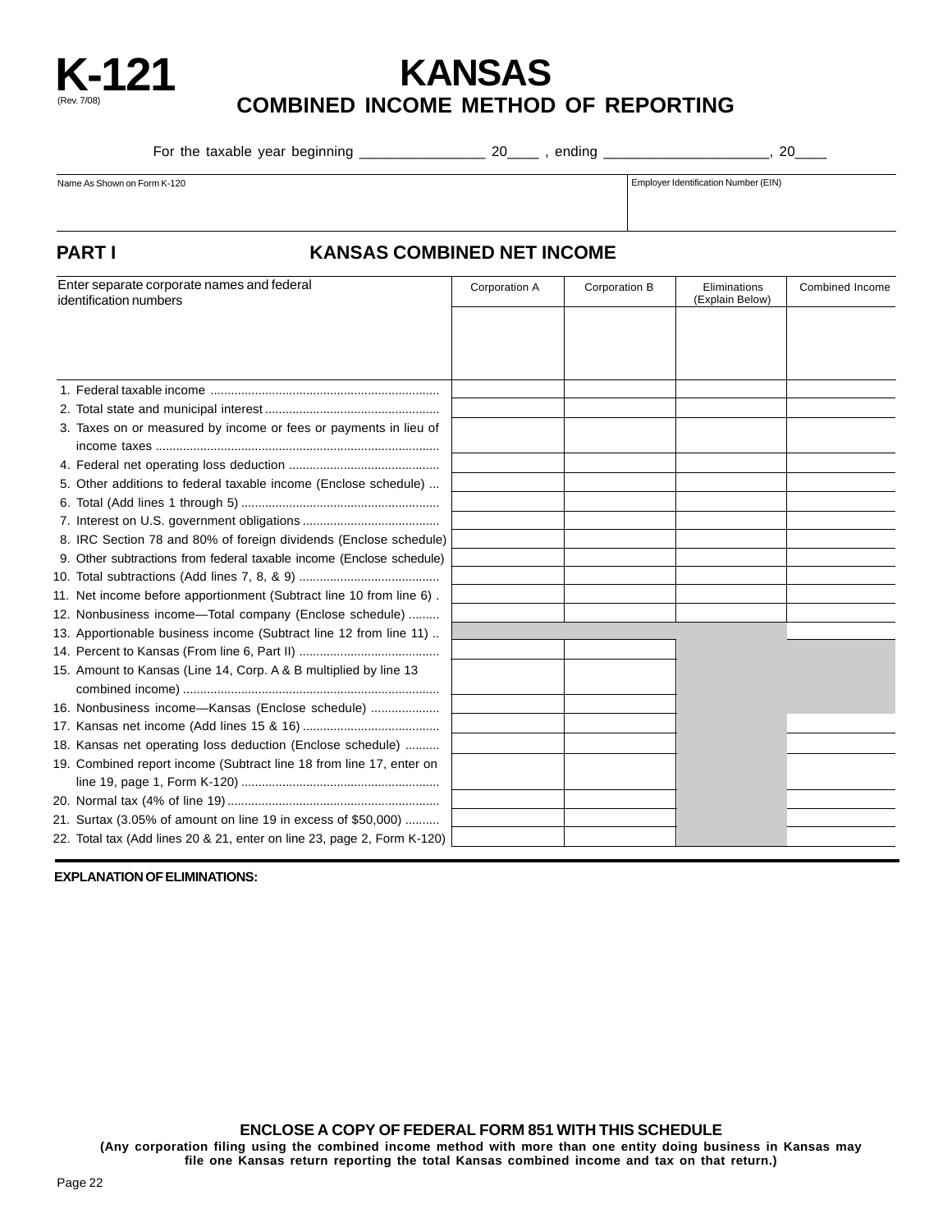# K-121

(Rev. 7/08)

# KANSAS
## COMBINED INCOME METHOD OF REPORTING

For the taxable year beginning _______________ 20____ , ending ____________________, 20____

| Name As Shown on Form K-120 | Employer Identification Number (EIN) |
|---|---|
| | |

## PART I — KANSAS COMBINED NET INCOME

| Enter separate corporate names and federal identification numbers | Corporation A | Corporation B | Eliminations (Explain Below) | Combined Income |
|---|---|---|---|---|
| | | | | |
| 1. Federal taxable income | | | | |
| 2. Total state and municipal interest | | | | |
| 3. Taxes on or measured by income or fees or payments in lieu of income taxes | | | | |
| 4. Federal net operating loss deduction | | | | |
| 5. Other additions to federal taxable income (Enclose schedule) | | | | |
| 6. Total (Add lines 1 through 5) | | | | |
| 7. Interest on U.S. government obligations | | | | |
| 8. IRC Section 78 and 80% of foreign dividends (Enclose schedule) | | | | |
| 9. Other subtractions from federal taxable income (Enclose schedule) | | | | |
| 10. Total subtractions (Add lines 7, 8, & 9) | | | | |
| 11. Net income before apportionment (Subtract line 10 from line 6) | | | | |
| 12. Nonbusiness income—Total company (Enclose schedule) | | | | |
| 13. Apportionable business income (Subtract line 12 from line 11) | | | | |
| 14. Percent to Kansas (From line 6, Part II) | | | | |
| 15. Amount to Kansas (Line 14, Corp. A & B multiplied by line 13 combined income) | | | | |
| 16. Nonbusiness income—Kansas (Enclose schedule) | | | | |
| 17. Kansas net income (Add lines 15 & 16) | | | | |
| 18. Kansas net operating loss deduction (Enclose schedule) | | | | |
| 19. Combined report income (Subtract line 18 from line 17, enter on line 19, page 1, Form K-120) | | | | |
| 20. Normal tax (4% of line 19) | | | | |
| 21. Surtax (3.05% of amount on line 19 in excess of $50,000) | | | | |
| 22. Total tax (Add lines 20 & 21, enter on line 23, page 2, Form K-120) | | | | |

**EXPLANATION OF ELIMINATIONS:**

**ENCLOSE A COPY OF FEDERAL FORM 851 WITH THIS SCHEDULE**

**(Any corporation filing using the combined income method with more than one entity doing business in Kansas may file one Kansas return reporting the total Kansas combined income and tax on that return.)**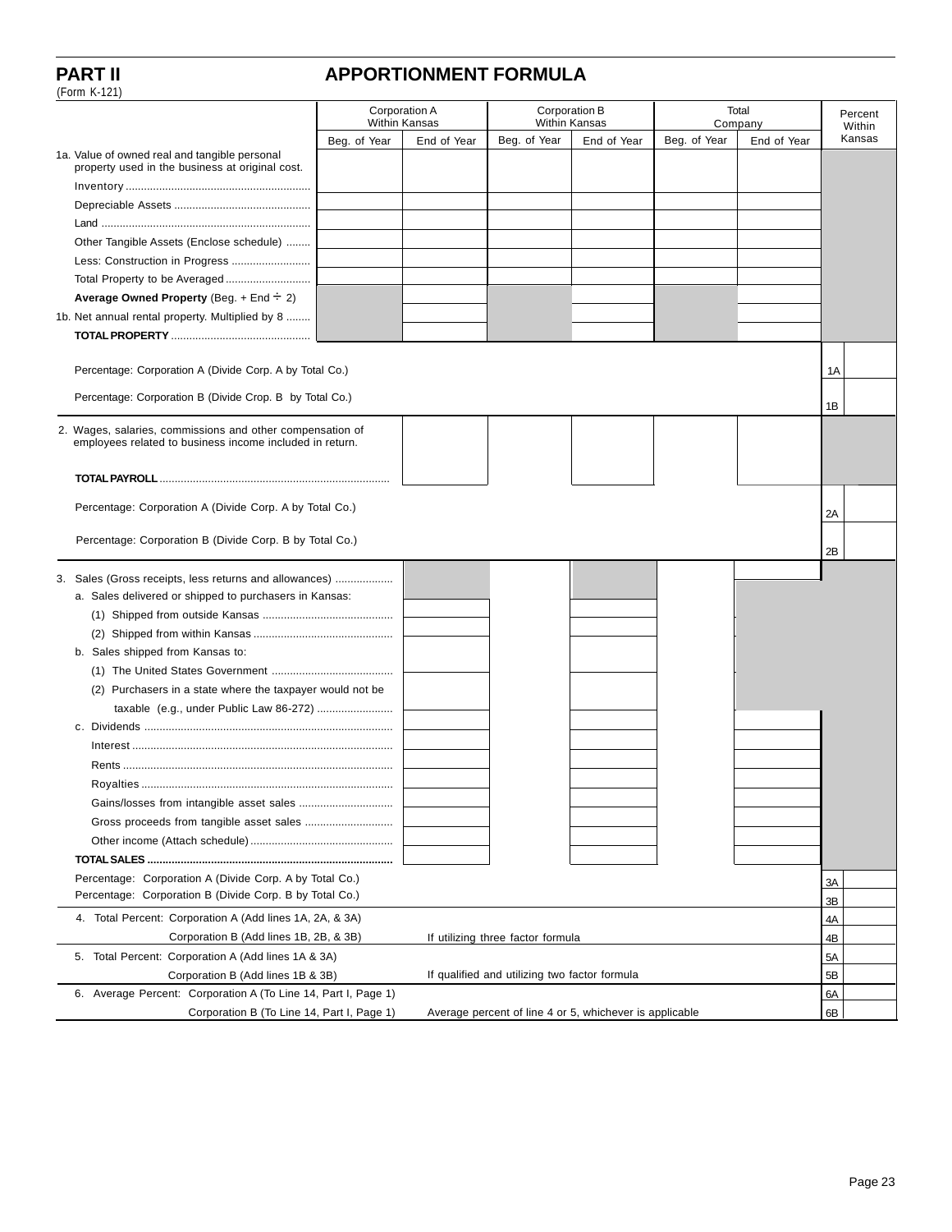## PART II APPORTIONMENT FORMULA

(Form K-121)

| | Corporation A Within Kansas | | Corporation B Within Kansas | | Total Company | | Percent Within Kansas |
|---|---|---|---|---|---|---|---|
| | Beg. of Year | End of Year | Beg. of Year | End of Year | Beg. of Year | End of Year | |
| 1a. Value of owned real and tangible personal property used in the business at original cost. | | | | | | | |
| Inventory | | | | | | | |
| Depreciable Assets | | | | | | | |
| Land | | | | | | | |
| Other Tangible Assets (Enclose schedule) | | | | | | | |
| Less: Construction in Progress | | | | | | | |
| Total Property to be Averaged | | | | | | | |
| **Average Owned Property** (Beg. + End ÷ 2) | | | | | | | |
| 1b. Net annual rental property. Multiplied by 8 | | | | | | | |
| **TOTAL PROPERTY** | | | | | | | |
| Percentage: Corporation A (Divide Corp. A by Total Co.) | | | | | | | 1A |
| Percentage: Corporation B (Divide Crop. B by Total Co.) | | | | | | | 1B |
| 2. Wages, salaries, commissions and other compensation of employees related to business income included in return. | | | | | | | |
| **TOTAL PAYROLL** | | | | | | | |
| Percentage: Corporation A (Divide Corp. A by Total Co.) | | | | | | | 2A |
| Percentage: Corporation B (Divide Corp. B by Total Co.) | | | | | | | 2B |
| 3. Sales (Gross receipts, less returns and allowances) | | | | | | | |
| a. Sales delivered or shipped to purchasers in Kansas: | | | | | | | |
| (1) Shipped from outside Kansas | | | | | | | |
| (2) Shipped from within Kansas | | | | | | | |
| b. Sales shipped from Kansas to: | | | | | | | |
| (1) The United States Government | | | | | | | |
| (2) Purchasers in a state where the taxpayer would not be taxable (e.g., under Public Law 86-272) | | | | | | | |
| c. Dividends | | | | | | | |
| Interest | | | | | | | |
| Rents | | | | | | | |
| Royalties | | | | | | | |
| Gains/losses from intangible asset sales | | | | | | | |
| Gross proceeds from tangible asset sales | | | | | | | |
| Other income (Attach schedule) | | | | | | | |
| **TOTAL SALES** | | | | | | | |
| Percentage: Corporation A (Divide Corp. A by Total Co.) | | | | | | | 3A |
| Percentage: Corporation B (Divide Corp. B by Total Co.) | | | | | | | 3B |

| | | |
|---|---|---|
| 4. Total Percent: Corporation A (Add lines 1A, 2A, & 3A) | | 4A |
| Corporation B (Add lines 1B, 2B, & 3B) | If utilizing three factor formula | 4B |
| 5. Total Percent: Corporation A (Add lines 1A & 3A) | | 5A |
| Corporation B (Add lines 1B & 3B) | If qualified and utilizing two factor formula | 5B |
| 6. Average Percent: Corporation A (To Line 14, Part I, Page 1) | | 6A |
| Corporation B (To Line 14, Part I, Page 1) | Average percent of line 4 or 5, whichever is applicable | 6B |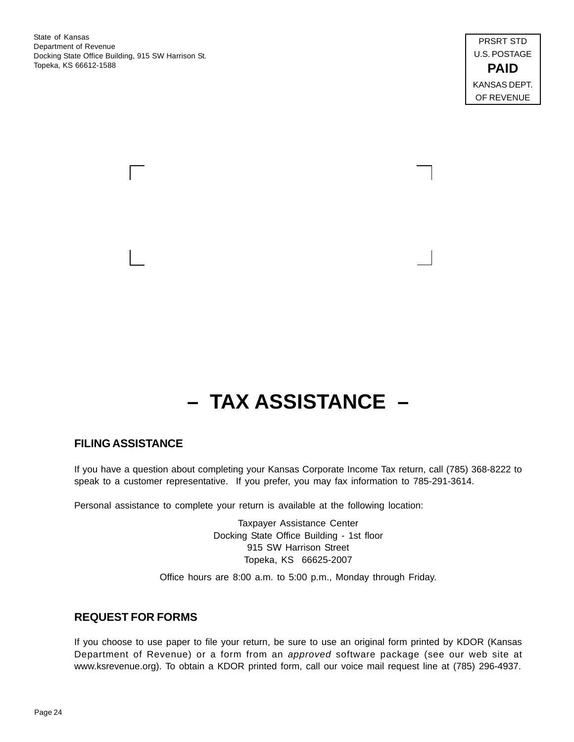State of Kansas
Department of Revenue
Docking State Office Building, 915 SW Harrison St.
Topeka, KS 66612-1588

PRSRT STD
U.S. POSTAGE
**PAID**
KANSAS DEPT.
OF REVENUE

# – TAX ASSISTANCE –

## FILING ASSISTANCE

If you have a question about completing your Kansas Corporate Income Tax return, call (785) 368-8222 to speak to a customer representative. If you prefer, you may fax information to 785-291-3614.

Personal assistance to complete your return is available at the following location:

Taxpayer Assistance Center
Docking State Office Building - 1st floor
915 SW Harrison Street
Topeka, KS 66625-2007

Office hours are 8:00 a.m. to 5:00 p.m., Monday through Friday.

## REQUEST FOR FORMS

If you choose to use paper to file your return, be sure to use an original form printed by KDOR (Kansas Department of Revenue) or a form from an *approved* software package (see our web site at www.ksrevenue.org). To obtain a KDOR printed form, call our voice mail request line at (785) 296-4937.